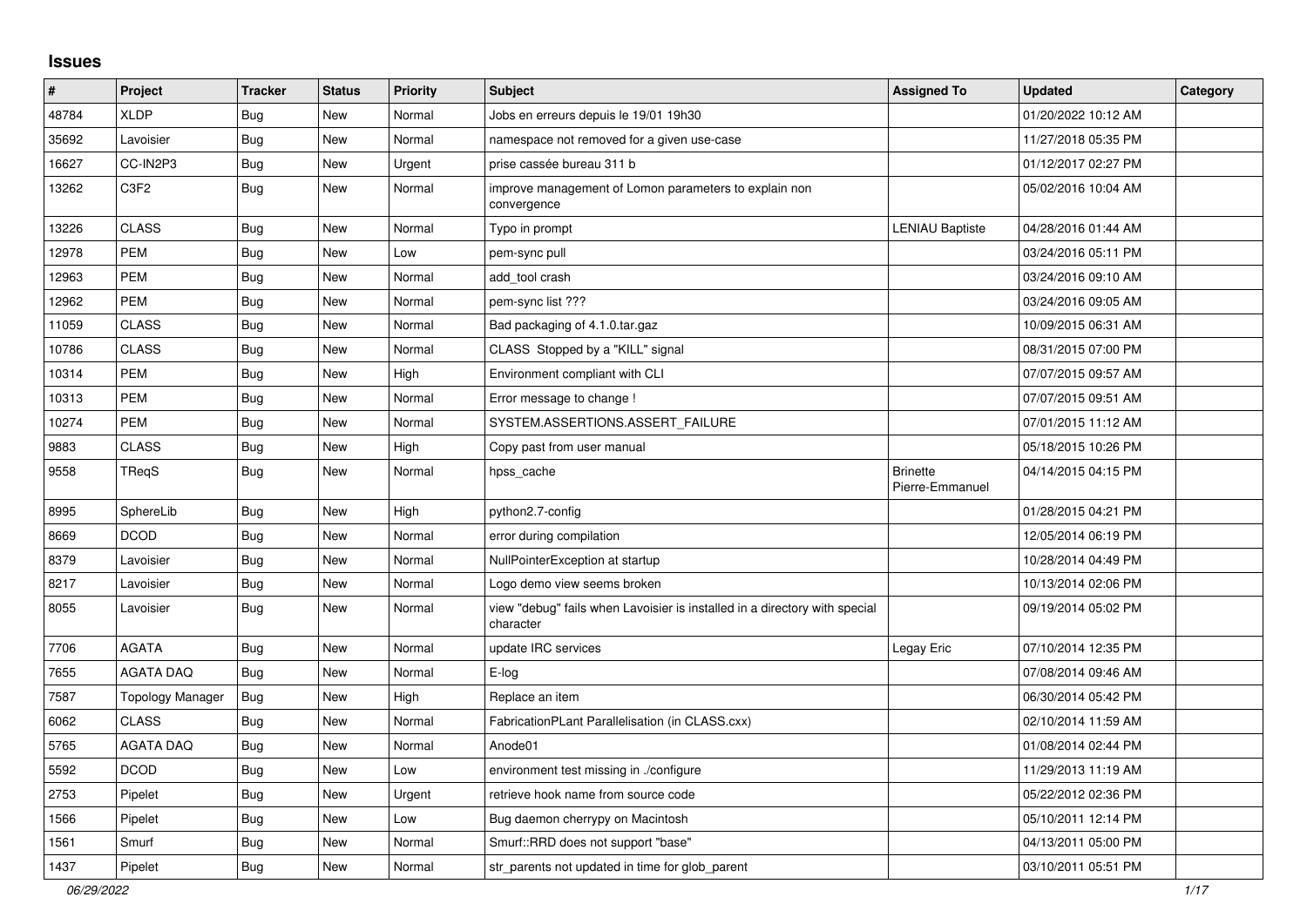# Issues

| # | Project | Tracker | Status | Priority | Subject | Assigned To | Updated | Category |
|---|---|---|---|---|---|---|---|---|
| 48784 | XLDP | Bug | New | Normal | Jobs en erreurs depuis le 19/01 19h30 | | 01/20/2022 10:12 AM | |
| 35692 | Lavoisier | Bug | New | Normal | namespace not removed for a given use-case | | 11/27/2018 05:35 PM | |
| 16627 | CC-IN2P3 | Bug | New | Urgent | prise cassée bureau 311 b | | 01/12/2017 02:27 PM | |
| 13262 | C3F2 | Bug | New | Normal | improve management of Lomon parameters to explain non convergence | | 05/02/2016 10:04 AM | |
| 13226 | CLASS | Bug | New | Normal | Typo in prompt | LENIAU Baptiste | 04/28/2016 01:44 AM | |
| 12978 | PEM | Bug | New | Low | pem-sync pull | | 03/24/2016 05:11 PM | |
| 12963 | PEM | Bug | New | Normal | add_tool crash | | 03/24/2016 09:10 AM | |
| 12962 | PEM | Bug | New | Normal | pem-sync list ??? | | 03/24/2016 09:05 AM | |
| 11059 | CLASS | Bug | New | Normal | Bad packaging of 4.1.0.tar.gaz | | 10/09/2015 06:31 AM | |
| 10786 | CLASS | Bug | New | Normal | CLASS Stopped by a "KILL" signal | | 08/31/2015 07:00 PM | |
| 10314 | PEM | Bug | New | High | Environment compliant with CLI | | 07/07/2015 09:57 AM | |
| 10313 | PEM | Bug | New | Normal | Error message to change ! | | 07/07/2015 09:51 AM | |
| 10274 | PEM | Bug | New | Normal | SYSTEM.ASSERTIONS.ASSERT_FAILURE | | 07/01/2015 11:12 AM | |
| 9883 | CLASS | Bug | New | High | Copy past from user manual | | 05/18/2015 10:26 PM | |
| 9558 | TReqS | Bug | New | Normal | hpss_cache | Brinette Pierre-Emmanuel | 04/14/2015 04:15 PM | |
| 8995 | SphereLib | Bug | New | High | python2.7-config | | 01/28/2015 04:21 PM | |
| 8669 | DCOD | Bug | New | Normal | error during compilation | | 12/05/2014 06:19 PM | |
| 8379 | Lavoisier | Bug | New | Normal | NullPointerException at startup | | 10/28/2014 04:49 PM | |
| 8217 | Lavoisier | Bug | New | Normal | Logo demo view seems broken | | 10/13/2014 02:06 PM | |
| 8055 | Lavoisier | Bug | New | Normal | view "debug" fails when Lavoisier is installed in a directory with special character | | 09/19/2014 05:02 PM | |
| 7706 | AGATA | Bug | New | Normal | update IRC services | Legay Eric | 07/10/2014 12:35 PM | |
| 7655 | AGATA DAQ | Bug | New | Normal | E-log | | 07/08/2014 09:46 AM | |
| 7587 | Topology Manager | Bug | New | High | Replace an item | | 06/30/2014 05:42 PM | |
| 6062 | CLASS | Bug | New | Normal | FabricationPLant Parallelisation (in CLASS.cxx) | | 02/10/2014 11:59 AM | |
| 5765 | AGATA DAQ | Bug | New | Normal | Anode01 | | 01/08/2014 02:44 PM | |
| 5592 | DCOD | Bug | New | Low | environment test missing in ./configure | | 11/29/2013 11:19 AM | |
| 2753 | Pipelet | Bug | New | Urgent | retrieve hook name from source code | | 05/22/2012 02:36 PM | |
| 1566 | Pipelet | Bug | New | Low | Bug daemon cherrypy on Macintosh | | 05/10/2011 12:14 PM | |
| 1561 | Smurf | Bug | New | Normal | Smurf::RRD does not support "base" | | 04/13/2011 05:00 PM | |
| 1437 | Pipelet | Bug | New | Normal | str_parents not updated in time for glob_parent | | 03/10/2011 05:51 PM | |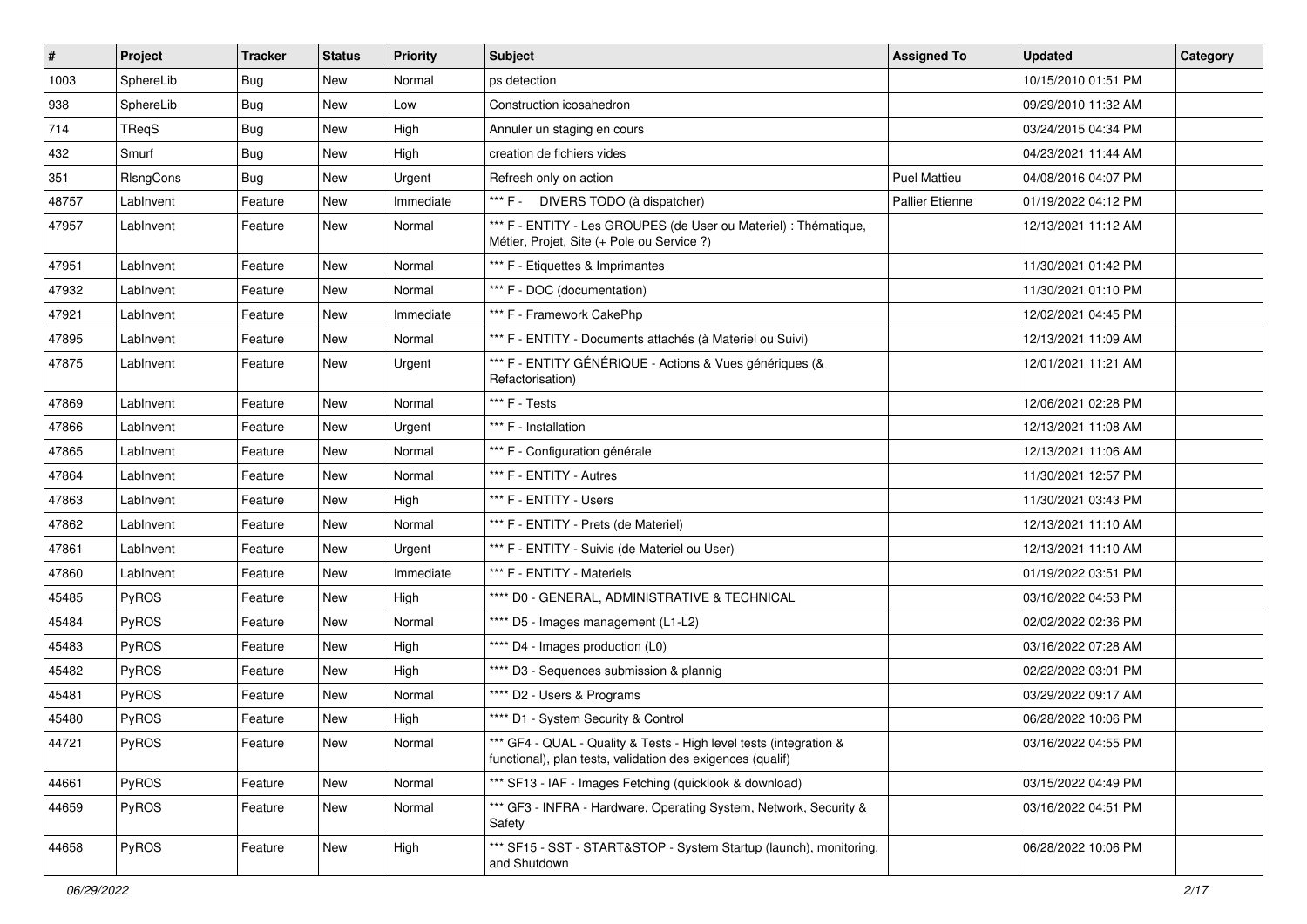| # | Project | Tracker | Status | Priority | Subject | Assigned To | Updated | Category |
|---|---|---|---|---|---|---|---|---|
| 1003 | SphereLib | Bug | New | Normal | ps detection | | 10/15/2010 01:51 PM | |
| 938 | SphereLib | Bug | New | Low | Construction icosahedron | | 09/29/2010 11:32 AM | |
| 714 | TReqS | Bug | New | High | Annuler un staging en cours | | 03/24/2015 04:34 PM | |
| 432 | Smurf | Bug | New | High | creation de fichiers vides | | 04/23/2021 11:44 AM | |
| 351 | RIsngCons | Bug | New | Urgent | Refresh only on action | Puel Mattieu | 04/08/2016 04:07 PM | |
| 48757 | LabInvent | Feature | New | Immediate | *** F - DIVERS TODO (à dispatcher) | Pallier Etienne | 01/19/2022 04:12 PM | |
| 47957 | LabInvent | Feature | New | Normal | *** F - ENTITY - Les GROUPES (de User ou Materiel) : Thématique, Métier, Projet, Site (+ Pole ou Service ?) | | 12/13/2021 11:12 AM | |
| 47951 | LabInvent | Feature | New | Normal | *** F - Etiquettes & Imprimantes | | 11/30/2021 01:42 PM | |
| 47932 | LabInvent | Feature | New | Normal | *** F - DOC (documentation) | | 11/30/2021 01:10 PM | |
| 47921 | LabInvent | Feature | New | Immediate | *** F - Framework CakePhp | | 12/02/2021 04:45 PM | |
| 47895 | LabInvent | Feature | New | Normal | *** F - ENTITY - Documents attachés (à Materiel ou Suivi) | | 12/13/2021 11:09 AM | |
| 47875 | LabInvent | Feature | New | Urgent | *** F - ENTITY GÉNÉRIQUE - Actions & Vues génériques (& Refactorisation) | | 12/01/2021 11:21 AM | |
| 47869 | LabInvent | Feature | New | Normal | *** F - Tests | | 12/06/2021 02:28 PM | |
| 47866 | LabInvent | Feature | New | Urgent | *** F - Installation | | 12/13/2021 11:08 AM | |
| 47865 | LabInvent | Feature | New | Normal | *** F - Configuration générale | | 12/13/2021 11:06 AM | |
| 47864 | LabInvent | Feature | New | Normal | *** F - ENTITY - Autres | | 11/30/2021 12:57 PM | |
| 47863 | LabInvent | Feature | New | High | *** F - ENTITY - Users | | 11/30/2021 03:43 PM | |
| 47862 | LabInvent | Feature | New | Normal | *** F - ENTITY - Prets (de Materiel) | | 12/13/2021 11:10 AM | |
| 47861 | LabInvent | Feature | New | Urgent | *** F - ENTITY - Suivis (de Materiel ou User) | | 12/13/2021 11:10 AM | |
| 47860 | LabInvent | Feature | New | Immediate | *** F - ENTITY - Materiels | | 01/19/2022 03:51 PM | |
| 45485 | PyROS | Feature | New | High | **** D0 - GENERAL, ADMINISTRATIVE & TECHNICAL | | 03/16/2022 04:53 PM | |
| 45484 | PyROS | Feature | New | Normal | **** D5 - Images management (L1-L2) | | 02/02/2022 02:36 PM | |
| 45483 | PyROS | Feature | New | High | **** D4 - Images production (L0) | | 03/16/2022 07:28 AM | |
| 45482 | PyROS | Feature | New | High | **** D3 - Sequences submission & plannig | | 02/22/2022 03:01 PM | |
| 45481 | PyROS | Feature | New | Normal | **** D2 - Users & Programs | | 03/29/2022 09:17 AM | |
| 45480 | PyROS | Feature | New | High | **** D1 - System Security & Control | | 06/28/2022 10:06 PM | |
| 44721 | PyROS | Feature | New | Normal | *** GF4 - QUAL - Quality & Tests - High level tests (integration & functional), plan tests, validation des exigences (qualif) | | 03/16/2022 04:55 PM | |
| 44661 | PyROS | Feature | New | Normal | *** SF13 - IAF - Images Fetching (quicklook & download) | | 03/15/2022 04:49 PM | |
| 44659 | PyROS | Feature | New | Normal | *** GF3 - INFRA - Hardware, Operating System, Network, Security & Safety | | 03/16/2022 04:51 PM | |
| 44658 | PyROS | Feature | New | High | *** SF15 - SST - START&STOP - System Startup (launch), monitoring, and Shutdown | | 06/28/2022 10:06 PM | |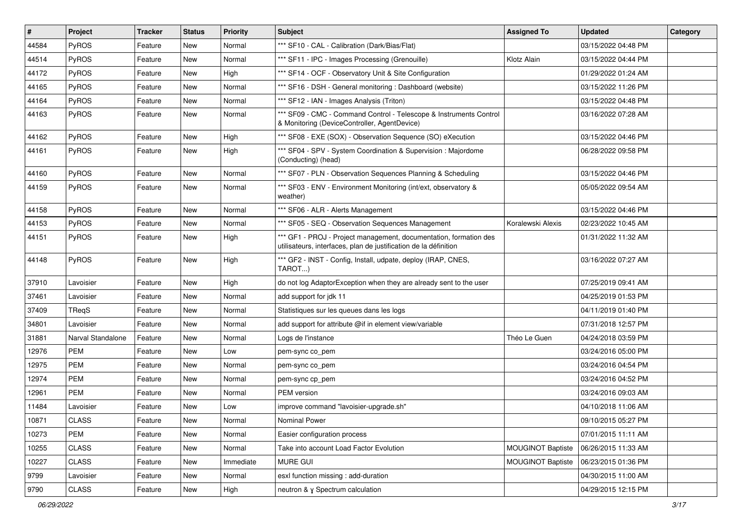| # | Project | Tracker | Status | Priority | Subject | Assigned To | Updated | Category |
|---|---|---|---|---|---|---|---|---|
| 44584 | PyROS | Feature | New | Normal | *** SF10 - CAL - Calibration (Dark/Bias/Flat) | | 03/15/2022 04:48 PM | |
| 44514 | PyROS | Feature | New | Normal | *** SF11 - IPC - Images Processing (Grenouille) | Klotz Alain | 03/15/2022 04:44 PM | |
| 44172 | PyROS | Feature | New | High | *** SF14 - OCF - Observatory Unit & Site Configuration | | 01/29/2022 01:24 AM | |
| 44165 | PyROS | Feature | New | Normal | *** SF16 - DSH - General monitoring : Dashboard (website) | | 03/15/2022 11:26 PM | |
| 44164 | PyROS | Feature | New | Normal | *** SF12 - IAN - Images Analysis (Triton) | | 03/15/2022 04:48 PM | |
| 44163 | PyROS | Feature | New | Normal | *** SF09 - CMC - Command Control - Telescope & Instruments Control & Monitoring (DeviceController, AgentDevice) | | 03/16/2022 07:28 AM | |
| 44162 | PyROS | Feature | New | High | *** SF08 - EXE (SOX) - Observation Sequence (SO) eXecution | | 03/15/2022 04:46 PM | |
| 44161 | PyROS | Feature | New | High | *** SF04 - SPV - System Coordination & Supervision : Majordome (Conducting) (head) | | 06/28/2022 09:58 PM | |
| 44160 | PyROS | Feature | New | Normal | *** SF07 - PLN - Observation Sequences Planning & Scheduling | | 03/15/2022 04:46 PM | |
| 44159 | PyROS | Feature | New | Normal | *** SF03 - ENV - Environment Monitoring (int/ext, observatory & weather) | | 05/05/2022 09:54 AM | |
| 44158 | PyROS | Feature | New | Normal | *** SF06 - ALR - Alerts Management | | 03/15/2022 04:46 PM | |
| 44153 | PyROS | Feature | New | Normal | *** SF05 - SEQ - Observation Sequences Management | Koralewski Alexis | 02/23/2022 10:45 AM | |
| 44151 | PyROS | Feature | New | High | *** GF1 - PROJ - Project management, documentation, formation des utilisateurs, interfaces, plan de justification de la définition | | 01/31/2022 11:32 AM | |
| 44148 | PyROS | Feature | New | High | *** GF2 - INST - Config, Install, udpate, deploy (IRAP, CNES, TAROT...) | | 03/16/2022 07:27 AM | |
| 37910 | Lavoisier | Feature | New | High | do not log AdaptorException when they are already sent to the user | | 07/25/2019 09:41 AM | |
| 37461 | Lavoisier | Feature | New | Normal | add support for jdk 11 | | 04/25/2019 01:53 PM | |
| 37409 | TReqS | Feature | New | Normal | Statistiques sur les queues dans les logs | | 04/11/2019 01:40 PM | |
| 34801 | Lavoisier | Feature | New | Normal | add support for attribute @if in element view/variable | | 07/31/2018 12:57 PM | |
| 31881 | Narval Standalone | Feature | New | Normal | Logs de l'instance | Théo Le Guen | 04/24/2018 03:59 PM | |
| 12976 | PEM | Feature | New | Low | pem-sync co_pem | | 03/24/2016 05:00 PM | |
| 12975 | PEM | Feature | New | Normal | pem-sync co_pem | | 03/24/2016 04:54 PM | |
| 12974 | PEM | Feature | New | Normal | pem-sync cp_pem | | 03/24/2016 04:52 PM | |
| 12961 | PEM | Feature | New | Normal | PEM version | | 03/24/2016 09:03 AM | |
| 11484 | Lavoisier | Feature | New | Low | improve command "lavoisier-upgrade.sh" | | 04/10/2018 11:06 AM | |
| 10871 | CLASS | Feature | New | Normal | Nominal Power | | 09/10/2015 05:27 PM | |
| 10273 | PEM | Feature | New | Normal | Easier configuration process | | 07/01/2015 11:11 AM | |
| 10255 | CLASS | Feature | New | Normal | Take into account Load Factor Evolution | MOUGINOT Baptiste | 06/26/2015 11:33 AM | |
| 10227 | CLASS | Feature | New | Immediate | MURE GUI | MOUGINOT Baptiste | 06/23/2015 01:36 PM | |
| 9799 | Lavoisier | Feature | New | Normal | esxl function missing : add-duration | | 04/30/2015 11:00 AM | |
| 9790 | CLASS | Feature | New | High | neutron & γ Spectrum calculation | | 04/29/2015 12:15 PM | |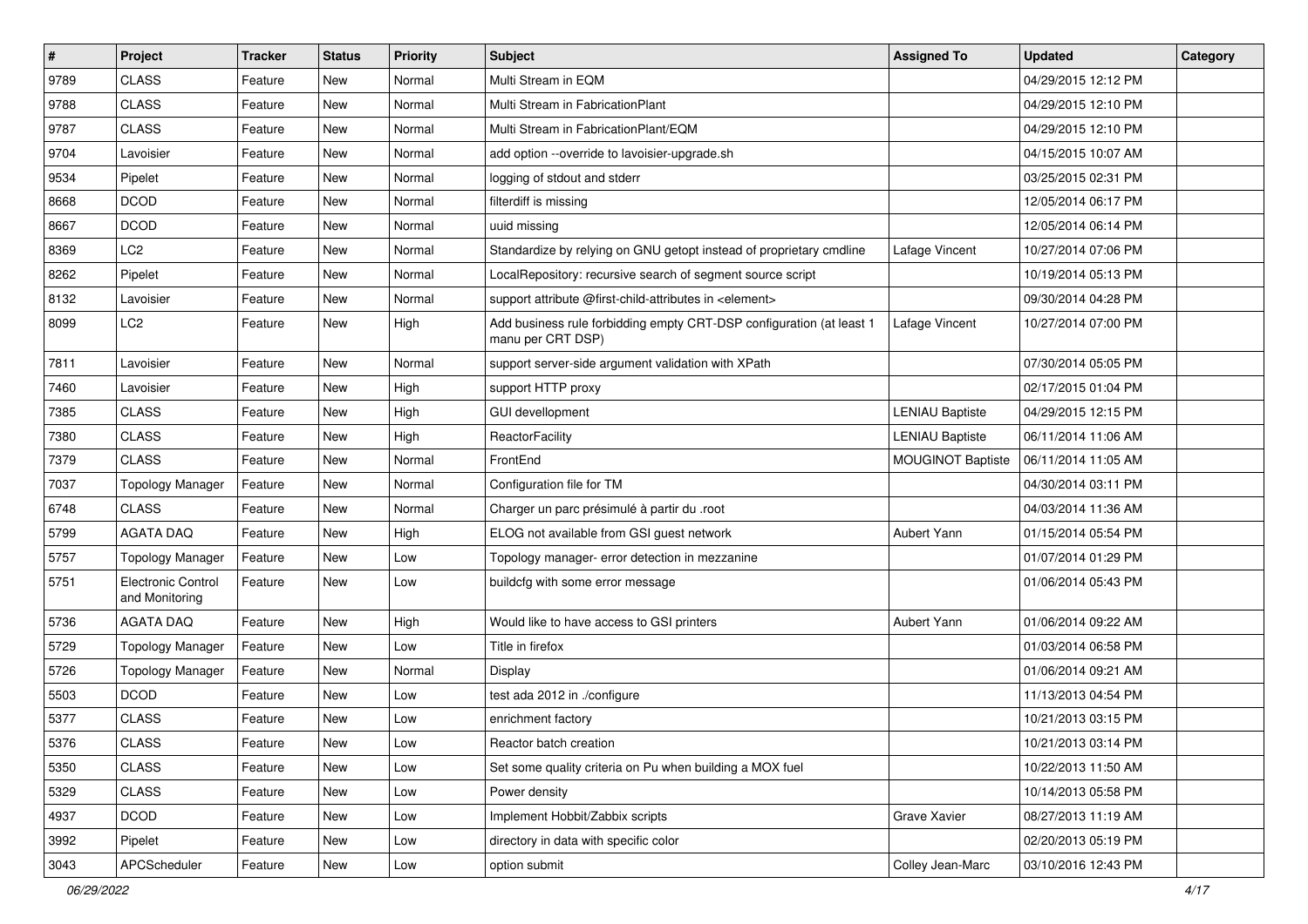| # | Project | Tracker | Status | Priority | Subject | Assigned To | Updated | Category |
|---|---|---|---|---|---|---|---|---|
| 9789 | CLASS | Feature | New | Normal | Multi Stream in EQM | | 04/29/2015 12:12 PM | |
| 9788 | CLASS | Feature | New | Normal | Multi Stream in FabricationPlant | | 04/29/2015 12:10 PM | |
| 9787 | CLASS | Feature | New | Normal | Multi Stream in FabricationPlant/EQM | | 04/29/2015 12:10 PM | |
| 9704 | Lavoisier | Feature | New | Normal | add option --override to lavoisier-upgrade.sh | | 04/15/2015 10:07 AM | |
| 9534 | Pipelet | Feature | New | Normal | logging of stdout and stderr | | 03/25/2015 02:31 PM | |
| 8668 | DCOD | Feature | New | Normal | filterdiff is missing | | 12/05/2014 06:17 PM | |
| 8667 | DCOD | Feature | New | Normal | uuid missing | | 12/05/2014 06:14 PM | |
| 8369 | LC2 | Feature | New | Normal | Standardize by relying on GNU getopt instead of proprietary cmdline | Lafage Vincent | 10/27/2014 07:06 PM | |
| 8262 | Pipelet | Feature | New | Normal | LocalRepository: recursive search of segment source script | | 10/19/2014 05:13 PM | |
| 8132 | Lavoisier | Feature | New | Normal | support attribute @first-child-attributes in <element> | | 09/30/2014 04:28 PM | |
| 8099 | LC2 | Feature | New | High | Add business rule forbidding empty CRT-DSP configuration (at least 1 manu per CRT DSP) | Lafage Vincent | 10/27/2014 07:00 PM | |
| 7811 | Lavoisier | Feature | New | Normal | support server-side argument validation with XPath | | 07/30/2014 05:05 PM | |
| 7460 | Lavoisier | Feature | New | High | support HTTP proxy | | 02/17/2015 01:04 PM | |
| 7385 | CLASS | Feature | New | High | GUI devellopment | LENIAU Baptiste | 04/29/2015 12:15 PM | |
| 7380 | CLASS | Feature | New | High | ReactorFacility | LENIAU Baptiste | 06/11/2014 11:06 AM | |
| 7379 | CLASS | Feature | New | Normal | FrontEnd | MOUGINOT Baptiste | 06/11/2014 11:05 AM | |
| 7037 | Topology Manager | Feature | New | Normal | Configuration file for TM | | 04/30/2014 03:11 PM | |
| 6748 | CLASS | Feature | New | Normal | Charger un parc présimulé à partir du .root | | 04/03/2014 11:36 AM | |
| 5799 | AGATA DAQ | Feature | New | High | ELOG not available from GSI guest network | Aubert Yann | 01/15/2014 05:54 PM | |
| 5757 | Topology Manager | Feature | New | Low | Topology manager- error detection in mezzanine | | 01/07/2014 01:29 PM | |
| 5751 | Electronic Control and Monitoring | Feature | New | Low | buildcfg with some error message | | 01/06/2014 05:43 PM | |
| 5736 | AGATA DAQ | Feature | New | High | Would like to have access to GSI printers | Aubert Yann | 01/06/2014 09:22 AM | |
| 5729 | Topology Manager | Feature | New | Low | Title in firefox | | 01/03/2014 06:58 PM | |
| 5726 | Topology Manager | Feature | New | Normal | Display | | 01/06/2014 09:21 AM | |
| 5503 | DCOD | Feature | New | Low | test ada 2012 in ./configure | | 11/13/2013 04:54 PM | |
| 5377 | CLASS | Feature | New | Low | enrichment factory | | 10/21/2013 03:15 PM | |
| 5376 | CLASS | Feature | New | Low | Reactor batch creation | | 10/21/2013 03:14 PM | |
| 5350 | CLASS | Feature | New | Low | Set some quality criteria on Pu when building a MOX fuel | | 10/22/2013 11:50 AM | |
| 5329 | CLASS | Feature | New | Low | Power density | | 10/14/2013 05:58 PM | |
| 4937 | DCOD | Feature | New | Low | Implement Hobbit/Zabbix scripts | Grave Xavier | 08/27/2013 11:19 AM | |
| 3992 | Pipelet | Feature | New | Low | directory in data with specific color | | 02/20/2013 05:19 PM | |
| 3043 | APCScheduler | Feature | New | Low | option submit | Colley Jean-Marc | 03/10/2016 12:43 PM | |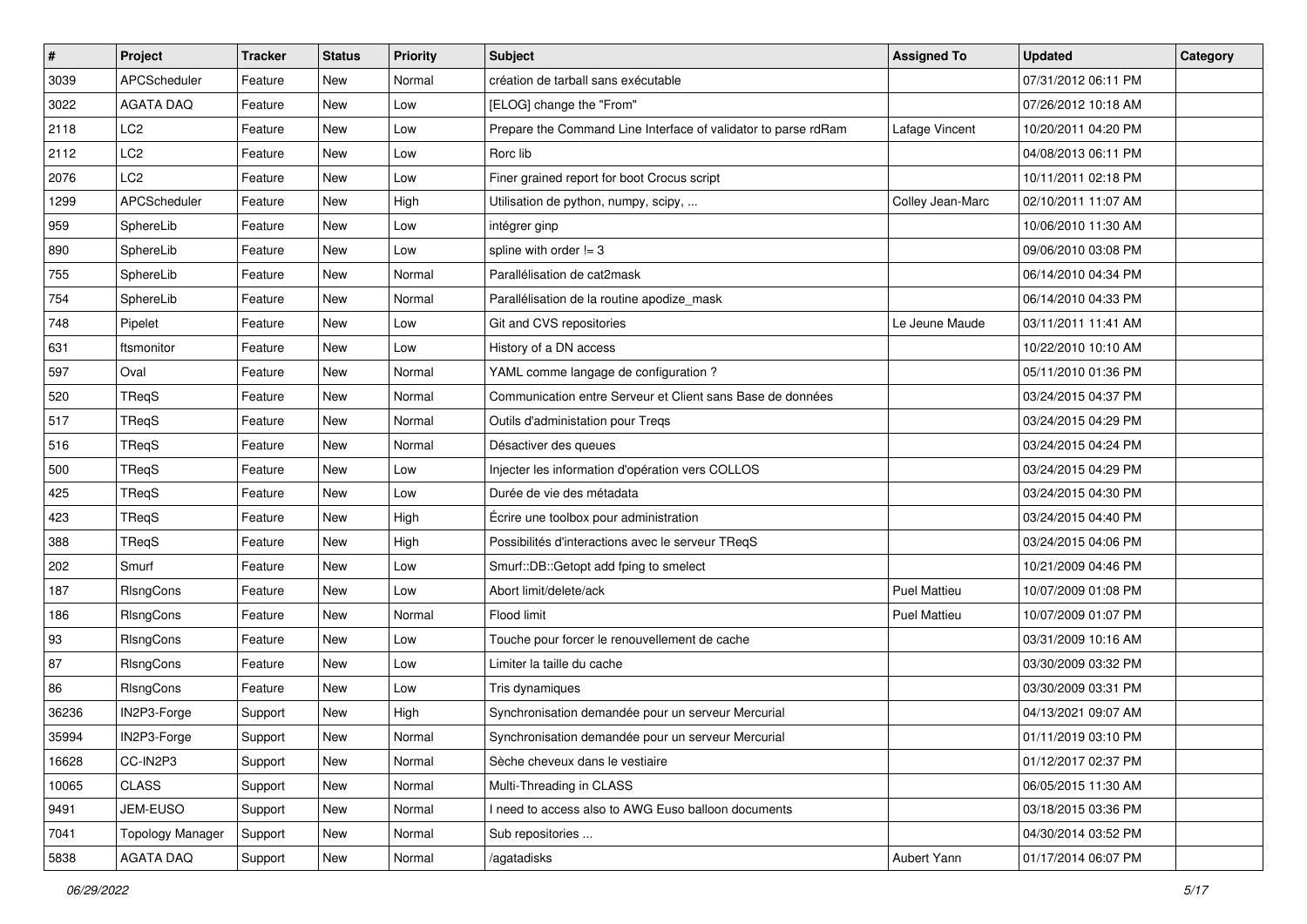| # | Project | Tracker | Status | Priority | Subject | Assigned To | Updated | Category |
|---|---|---|---|---|---|---|---|---|
| 3039 | APCScheduler | Feature | New | Normal | création de tarball sans exécutable | | 07/31/2012 06:11 PM | |
| 3022 | AGATA DAQ | Feature | New | Low | [ELOG] change the "From" | | 07/26/2012 10:18 AM | |
| 2118 | LC2 | Feature | New | Low | Prepare the Command Line Interface of validator to parse rdRam | Lafage Vincent | 10/20/2011 04:20 PM | |
| 2112 | LC2 | Feature | New | Low | Rorc lib | | 04/08/2013 06:11 PM | |
| 2076 | LC2 | Feature | New | Low | Finer grained report for boot Crocus script | | 10/11/2011 02:18 PM | |
| 1299 | APCScheduler | Feature | New | High | Utilisation de python, numpy, scipy, ... | Colley Jean-Marc | 02/10/2011 11:07 AM | |
| 959 | SphereLib | Feature | New | Low | intégrer ginp | | 10/06/2010 11:30 AM | |
| 890 | SphereLib | Feature | New | Low | spline with order != 3 | | 09/06/2010 03:08 PM | |
| 755 | SphereLib | Feature | New | Normal | Parallélisation de cat2mask | | 06/14/2010 04:34 PM | |
| 754 | SphereLib | Feature | New | Normal | Parallélisation de la routine apodize_mask | | 06/14/2010 04:33 PM | |
| 748 | Pipelet | Feature | New | Low | Git and CVS repositories | Le Jeune Maude | 03/11/2011 11:41 AM | |
| 631 | ftsmonitor | Feature | New | Low | History of a DN access | | 10/22/2010 10:10 AM | |
| 597 | Oval | Feature | New | Normal | YAML comme langage de configuration ? | | 05/11/2010 01:36 PM | |
| 520 | TReqS | Feature | New | Normal | Communication entre Serveur et Client sans Base de données | | 03/24/2015 04:37 PM | |
| 517 | TReqS | Feature | New | Normal | Outils d'administation pour Treqs | | 03/24/2015 04:29 PM | |
| 516 | TReqS | Feature | New | Normal | Désactiver des queues | | 03/24/2015 04:24 PM | |
| 500 | TReqS | Feature | New | Low | Injecter les information d'opération vers COLLOS | | 03/24/2015 04:29 PM | |
| 425 | TReqS | Feature | New | Low | Durée de vie des métadata | | 03/24/2015 04:30 PM | |
| 423 | TReqS | Feature | New | High | Écrire une toolbox pour administration | | 03/24/2015 04:40 PM | |
| 388 | TReqS | Feature | New | High | Possibilités d'interactions avec le serveur TReqS | | 03/24/2015 04:06 PM | |
| 202 | Smurf | Feature | New | Low | Smurf::DB::Getopt add fping to smelect | | 10/21/2009 04:46 PM | |
| 187 | RlsngCons | Feature | New | Low | Abort limit/delete/ack | Puel Mattieu | 10/07/2009 01:08 PM | |
| 186 | RlsngCons | Feature | New | Normal | Flood limit | Puel Mattieu | 10/07/2009 01:07 PM | |
| 93 | RlsngCons | Feature | New | Low | Touche pour forcer le renouvellement de cache | | 03/31/2009 10:16 AM | |
| 87 | RlsngCons | Feature | New | Low | Limiter la taille du cache | | 03/30/2009 03:32 PM | |
| 86 | RlsngCons | Feature | New | Low | Tris dynamiques | | 03/30/2009 03:31 PM | |
| 36236 | IN2P3-Forge | Support | New | High | Synchronisation demandée pour un serveur Mercurial | | 04/13/2021 09:07 AM | |
| 35994 | IN2P3-Forge | Support | New | Normal | Synchronisation demandée pour un serveur Mercurial | | 01/11/2019 03:10 PM | |
| 16628 | CC-IN2P3 | Support | New | Normal | Sèche cheveux dans le vestiaire | | 01/12/2017 02:37 PM | |
| 10065 | CLASS | Support | New | Normal | Multi-Threading in CLASS | | 06/05/2015 11:30 AM | |
| 9491 | JEM-EUSO | Support | New | Normal | I need to access also to AWG Euso balloon documents | | 03/18/2015 03:36 PM | |
| 7041 | Topology Manager | Support | New | Normal | Sub repositories ... | | 04/30/2014 03:52 PM | |
| 5838 | AGATA DAQ | Support | New | Normal | /agatadisks | Aubert Yann | 01/17/2014 06:07 PM | |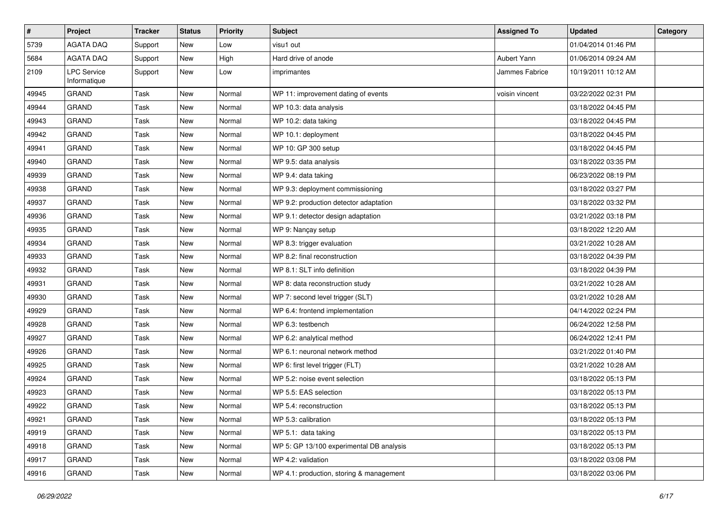| # | Project | Tracker | Status | Priority | Subject | Assigned To | Updated | Category |
|---|---|---|---|---|---|---|---|---|
| 5739 | AGATA DAQ | Support | New | Low | visu1 out | | 01/04/2014 01:46 PM | |
| 5684 | AGATA DAQ | Support | New | High | Hard drive of anode | Aubert Yann | 01/06/2014 09:24 AM | |
| 2109 | LPC Service Informatique | Support | New | Low | imprimantes | Jammes Fabrice | 10/19/2011 10:12 AM | |
| 49945 | GRAND | Task | New | Normal | WP 11: improvement dating of events | voisin vincent | 03/22/2022 02:31 PM | |
| 49944 | GRAND | Task | New | Normal | WP 10.3: data analysis | | 03/18/2022 04:45 PM | |
| 49943 | GRAND | Task | New | Normal | WP 10.2: data taking | | 03/18/2022 04:45 PM | |
| 49942 | GRAND | Task | New | Normal | WP 10.1: deployment | | 03/18/2022 04:45 PM | |
| 49941 | GRAND | Task | New | Normal | WP 10: GP 300 setup | | 03/18/2022 04:45 PM | |
| 49940 | GRAND | Task | New | Normal | WP 9.5: data analysis | | 03/18/2022 03:35 PM | |
| 49939 | GRAND | Task | New | Normal | WP 9.4: data taking | | 06/23/2022 08:19 PM | |
| 49938 | GRAND | Task | New | Normal | WP 9.3: deployment commissioning | | 03/18/2022 03:27 PM | |
| 49937 | GRAND | Task | New | Normal | WP 9.2: production detector adaptation | | 03/18/2022 03:32 PM | |
| 49936 | GRAND | Task | New | Normal | WP 9.1: detector design adaptation | | 03/21/2022 03:18 PM | |
| 49935 | GRAND | Task | New | Normal | WP 9: Nançay setup | | 03/18/2022 12:20 AM | |
| 49934 | GRAND | Task | New | Normal | WP 8.3: trigger evaluation | | 03/21/2022 10:28 AM | |
| 49933 | GRAND | Task | New | Normal | WP 8.2: final reconstruction | | 03/18/2022 04:39 PM | |
| 49932 | GRAND | Task | New | Normal | WP 8.1: SLT info definition | | 03/18/2022 04:39 PM | |
| 49931 | GRAND | Task | New | Normal | WP 8: data reconstruction study | | 03/21/2022 10:28 AM | |
| 49930 | GRAND | Task | New | Normal | WP 7: second level trigger (SLT) | | 03/21/2022 10:28 AM | |
| 49929 | GRAND | Task | New | Normal | WP 6.4: frontend implementation | | 04/14/2022 02:24 PM | |
| 49928 | GRAND | Task | New | Normal | WP 6.3: testbench | | 06/24/2022 12:58 PM | |
| 49927 | GRAND | Task | New | Normal | WP 6.2: analytical method | | 06/24/2022 12:41 PM | |
| 49926 | GRAND | Task | New | Normal | WP 6.1: neuronal network method | | 03/21/2022 01:40 PM | |
| 49925 | GRAND | Task | New | Normal | WP 6: first level trigger (FLT) | | 03/21/2022 10:28 AM | |
| 49924 | GRAND | Task | New | Normal | WP 5.2: noise event selection | | 03/18/2022 05:13 PM | |
| 49923 | GRAND | Task | New | Normal | WP 5.5: EAS selection | | 03/18/2022 05:13 PM | |
| 49922 | GRAND | Task | New | Normal | WP 5.4: reconstruction | | 03/18/2022 05:13 PM | |
| 49921 | GRAND | Task | New | Normal | WP 5.3: calibration | | 03/18/2022 05:13 PM | |
| 49919 | GRAND | Task | New | Normal | WP 5.1: data taking | | 03/18/2022 05:13 PM | |
| 49918 | GRAND | Task | New | Normal | WP 5: GP 13/100 experimental DB analysis | | 03/18/2022 05:13 PM | |
| 49917 | GRAND | Task | New | Normal | WP 4.2: validation | | 03/18/2022 03:08 PM | |
| 49916 | GRAND | Task | New | Normal | WP 4.1: production, storing & management | | 03/18/2022 03:06 PM | |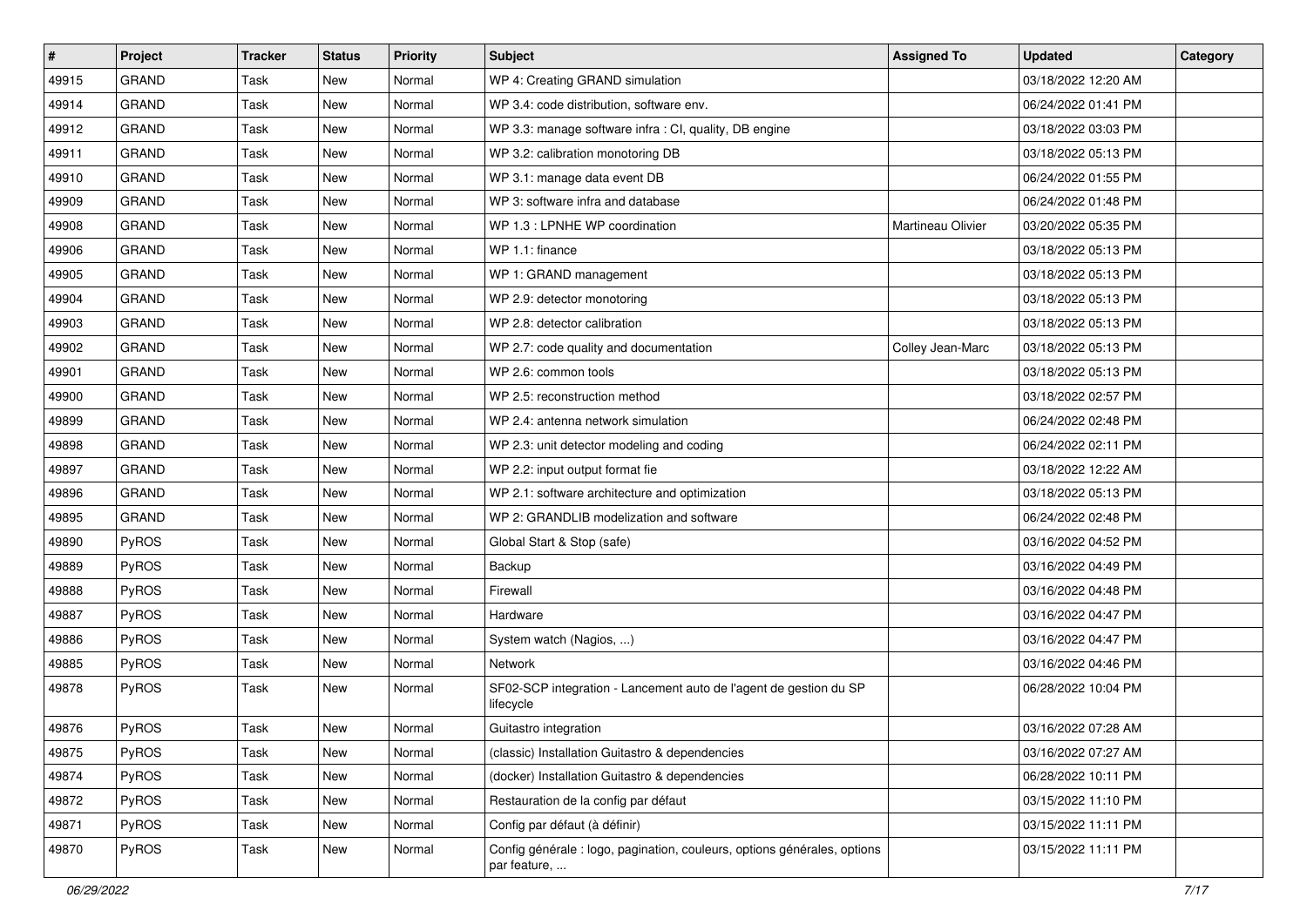| # | Project | Tracker | Status | Priority | Subject | Assigned To | Updated | Category |
|---|---|---|---|---|---|---|---|---|
| 49915 | GRAND | Task | New | Normal | WP 4: Creating GRAND simulation | | 03/18/2022 12:20 AM | |
| 49914 | GRAND | Task | New | Normal | WP 3.4: code distribution, software env. | | 06/24/2022 01:41 PM | |
| 49912 | GRAND | Task | New | Normal | WP 3.3: manage software infra : CI, quality, DB engine | | 03/18/2022 03:03 PM | |
| 49911 | GRAND | Task | New | Normal | WP 3.2: calibration monotoring DB | | 03/18/2022 05:13 PM | |
| 49910 | GRAND | Task | New | Normal | WP 3.1: manage data event DB | | 06/24/2022 01:55 PM | |
| 49909 | GRAND | Task | New | Normal | WP 3: software infra and database | | 06/24/2022 01:48 PM | |
| 49908 | GRAND | Task | New | Normal | WP 1.3 : LPNHE WP coordination | Martineau Olivier | 03/20/2022 05:35 PM | |
| 49906 | GRAND | Task | New | Normal | WP 1.1: finance | | 03/18/2022 05:13 PM | |
| 49905 | GRAND | Task | New | Normal | WP 1: GRAND management | | 03/18/2022 05:13 PM | |
| 49904 | GRAND | Task | New | Normal | WP 2.9: detector monotoring | | 03/18/2022 05:13 PM | |
| 49903 | GRAND | Task | New | Normal | WP 2.8: detector calibration | | 03/18/2022 05:13 PM | |
| 49902 | GRAND | Task | New | Normal | WP 2.7: code quality and documentation | Colley Jean-Marc | 03/18/2022 05:13 PM | |
| 49901 | GRAND | Task | New | Normal | WP 2.6: common tools | | 03/18/2022 05:13 PM | |
| 49900 | GRAND | Task | New | Normal | WP 2.5: reconstruction method | | 03/18/2022 02:57 PM | |
| 49899 | GRAND | Task | New | Normal | WP 2.4: antenna network simulation | | 06/24/2022 02:48 PM | |
| 49898 | GRAND | Task | New | Normal | WP 2.3: unit detector modeling and coding | | 06/24/2022 02:11 PM | |
| 49897 | GRAND | Task | New | Normal | WP 2.2: input output format fie | | 03/18/2022 12:22 AM | |
| 49896 | GRAND | Task | New | Normal | WP 2.1: software architecture and optimization | | 03/18/2022 05:13 PM | |
| 49895 | GRAND | Task | New | Normal | WP 2: GRANDLIB modelization and software | | 06/24/2022 02:48 PM | |
| 49890 | PyROS | Task | New | Normal | Global Start & Stop (safe) | | 03/16/2022 04:52 PM | |
| 49889 | PyROS | Task | New | Normal | Backup | | 03/16/2022 04:49 PM | |
| 49888 | PyROS | Task | New | Normal | Firewall | | 03/16/2022 04:48 PM | |
| 49887 | PyROS | Task | New | Normal | Hardware | | 03/16/2022 04:47 PM | |
| 49886 | PyROS | Task | New | Normal | System watch (Nagios, ...) | | 03/16/2022 04:47 PM | |
| 49885 | PyROS | Task | New | Normal | Network | | 03/16/2022 04:46 PM | |
| 49878 | PyROS | Task | New | Normal | SF02-SCP integration - Lancement auto de l'agent de gestion du SP lifecycle | | 06/28/2022 10:04 PM | |
| 49876 | PyROS | Task | New | Normal | Guitastro integration | | 03/16/2022 07:28 AM | |
| 49875 | PyROS | Task | New | Normal | (classic) Installation Guitastro & dependencies | | 03/16/2022 07:27 AM | |
| 49874 | PyROS | Task | New | Normal | (docker) Installation Guitastro & dependencies | | 06/28/2022 10:11 PM | |
| 49872 | PyROS | Task | New | Normal | Restauration de la config par défaut | | 03/15/2022 11:10 PM | |
| 49871 | PyROS | Task | New | Normal | Config par défaut (à définir) | | 03/15/2022 11:11 PM | |
| 49870 | PyROS | Task | New | Normal | Config générale : logo, pagination, couleurs, options générales, options par feature, ... | | 03/15/2022 11:11 PM | |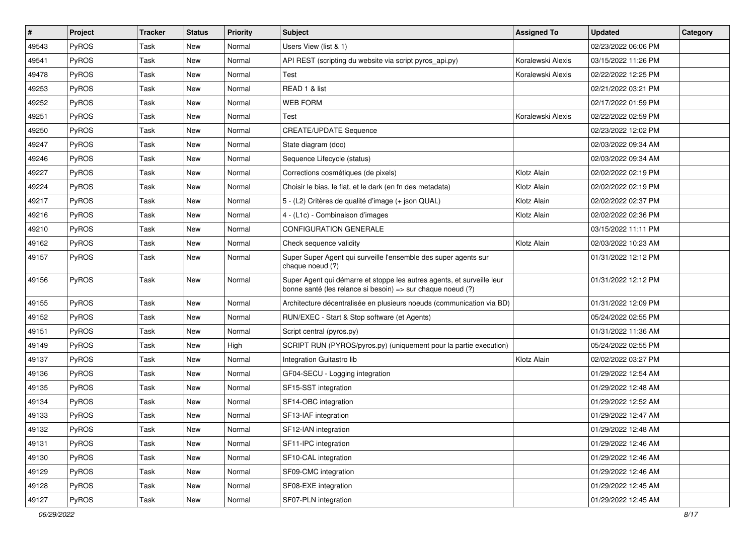| # | Project | Tracker | Status | Priority | Subject | Assigned To | Updated | Category |
|---|---|---|---|---|---|---|---|---|
| 49543 | PyROS | Task | New | Normal | Users View (list & 1) | | 02/23/2022 06:06 PM | |
| 49541 | PyROS | Task | New | Normal | API REST (scripting du website via script pyros_api.py) | Koralewski Alexis | 03/15/2022 11:26 PM | |
| 49478 | PyROS | Task | New | Normal | Test | Koralewski Alexis | 02/22/2022 12:25 PM | |
| 49253 | PyROS | Task | New | Normal | READ 1 & list | | 02/21/2022 03:21 PM | |
| 49252 | PyROS | Task | New | Normal | WEB FORM | | 02/17/2022 01:59 PM | |
| 49251 | PyROS | Task | New | Normal | Test | Koralewski Alexis | 02/22/2022 02:59 PM | |
| 49250 | PyROS | Task | New | Normal | CREATE/UPDATE Sequence | | 02/23/2022 12:02 PM | |
| 49247 | PyROS | Task | New | Normal | State diagram (doc) | | 02/03/2022 09:34 AM | |
| 49246 | PyROS | Task | New | Normal | Sequence Lifecycle (status) | | 02/03/2022 09:34 AM | |
| 49227 | PyROS | Task | New | Normal | Corrections cosmétiques (de pixels) | Klotz Alain | 02/02/2022 02:19 PM | |
| 49224 | PyROS | Task | New | Normal | Choisir le bias, le flat, et le dark (en fn des metadata) | Klotz Alain | 02/02/2022 02:19 PM | |
| 49217 | PyROS | Task | New | Normal | 5 - (L2) Critères de qualité d'image (+ json QUAL) | Klotz Alain | 02/02/2022 02:37 PM | |
| 49216 | PyROS | Task | New | Normal | 4 - (L1c) - Combinaison d'images | Klotz Alain | 02/02/2022 02:36 PM | |
| 49210 | PyROS | Task | New | Normal | CONFIGURATION GENERALE | | 03/15/2022 11:11 PM | |
| 49162 | PyROS | Task | New | Normal | Check sequence validity | Klotz Alain | 02/03/2022 10:23 AM | |
| 49157 | PyROS | Task | New | Normal | Super Super Agent qui surveille l'ensemble des super agents sur chaque noeud (?) | | 01/31/2022 12:12 PM | |
| 49156 | PyROS | Task | New | Normal | Super Agent qui démarre et stoppe les autres agents, et surveille leur bonne santé (les relance si besoin) => sur chaque noeud (?) | | 01/31/2022 12:12 PM | |
| 49155 | PyROS | Task | New | Normal | Architecture décentralisée en plusieurs noeuds (communication via BD) | | 01/31/2022 12:09 PM | |
| 49152 | PyROS | Task | New | Normal | RUN/EXEC - Start & Stop software (et Agents) | | 05/24/2022 02:55 PM | |
| 49151 | PyROS | Task | New | Normal | Script central (pyros.py) | | 01/31/2022 11:36 AM | |
| 49149 | PyROS | Task | New | High | SCRIPT RUN (PYROS/pyros.py) (uniquement pour la partie execution) | | 05/24/2022 02:55 PM | |
| 49137 | PyROS | Task | New | Normal | Integration Guitastro lib | Klotz Alain | 02/02/2022 03:27 PM | |
| 49136 | PyROS | Task | New | Normal | GF04-SECU - Logging integration | | 01/29/2022 12:54 AM | |
| 49135 | PyROS | Task | New | Normal | SF15-SST integration | | 01/29/2022 12:48 AM | |
| 49134 | PyROS | Task | New | Normal | SF14-OBC integration | | 01/29/2022 12:52 AM | |
| 49133 | PyROS | Task | New | Normal | SF13-IAF integration | | 01/29/2022 12:47 AM | |
| 49132 | PyROS | Task | New | Normal | SF12-IAN integration | | 01/29/2022 12:48 AM | |
| 49131 | PyROS | Task | New | Normal | SF11-IPC integration | | 01/29/2022 12:46 AM | |
| 49130 | PyROS | Task | New | Normal | SF10-CAL integration | | 01/29/2022 12:46 AM | |
| 49129 | PyROS | Task | New | Normal | SF09-CMC integration | | 01/29/2022 12:46 AM | |
| 49128 | PyROS | Task | New | Normal | SF08-EXE integration | | 01/29/2022 12:45 AM | |
| 49127 | PyROS | Task | New | Normal | SF07-PLN integration | | 01/29/2022 12:45 AM | |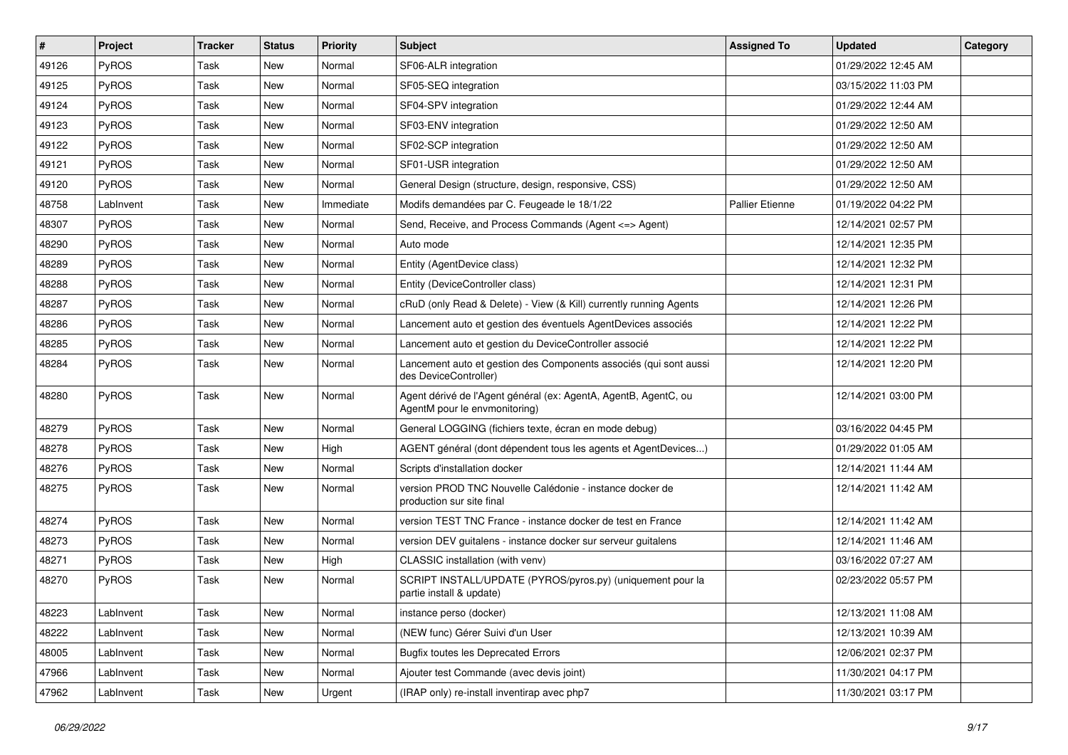| # | Project | Tracker | Status | Priority | Subject | Assigned To | Updated | Category |
|---|---|---|---|---|---|---|---|---|
| 49126 | PyROS | Task | New | Normal | SF06-ALR integration | | 01/29/2022 12:45 AM | |
| 49125 | PyROS | Task | New | Normal | SF05-SEQ integration | | 03/15/2022 11:03 PM | |
| 49124 | PyROS | Task | New | Normal | SF04-SPV integration | | 01/29/2022 12:44 AM | |
| 49123 | PyROS | Task | New | Normal | SF03-ENV integration | | 01/29/2022 12:50 AM | |
| 49122 | PyROS | Task | New | Normal | SF02-SCP integration | | 01/29/2022 12:50 AM | |
| 49121 | PyROS | Task | New | Normal | SF01-USR integration | | 01/29/2022 12:50 AM | |
| 49120 | PyROS | Task | New | Normal | General Design (structure, design, responsive, CSS) | | 01/29/2022 12:50 AM | |
| 48758 | LabInvent | Task | New | Immediate | Modifs demandées par C. Feugeade le 18/1/22 | Pallier Etienne | 01/19/2022 04:22 PM | |
| 48307 | PyROS | Task | New | Normal | Send, Receive, and Process Commands (Agent <=> Agent) | | 12/14/2021 02:57 PM | |
| 48290 | PyROS | Task | New | Normal | Auto mode | | 12/14/2021 12:35 PM | |
| 48289 | PyROS | Task | New | Normal | Entity (AgentDevice class) | | 12/14/2021 12:32 PM | |
| 48288 | PyROS | Task | New | Normal | Entity (DeviceController class) | | 12/14/2021 12:31 PM | |
| 48287 | PyROS | Task | New | Normal | cRuD (only Read & Delete) - View (& Kill) currently running Agents | | 12/14/2021 12:26 PM | |
| 48286 | PyROS | Task | New | Normal | Lancement auto et gestion des éventuels AgentDevices associés | | 12/14/2021 12:22 PM | |
| 48285 | PyROS | Task | New | Normal | Lancement auto et gestion du DeviceController associé | | 12/14/2021 12:22 PM | |
| 48284 | PyROS | Task | New | Normal | Lancement auto et gestion des Components associés (qui sont aussi des DeviceController) | | 12/14/2021 12:20 PM | |
| 48280 | PyROS | Task | New | Normal | Agent dérivé de l'Agent général (ex: AgentA, AgentB, AgentC, ou AgentM pour le envmonitoring) | | 12/14/2021 03:00 PM | |
| 48279 | PyROS | Task | New | Normal | General LOGGING (fichiers texte, écran en mode debug) | | 03/16/2022 04:45 PM | |
| 48278 | PyROS | Task | New | High | AGENT général (dont dépendent tous les agents et AgentDevices...) | | 01/29/2022 01:05 AM | |
| 48276 | PyROS | Task | New | Normal | Scripts d'installation docker | | 12/14/2021 11:44 AM | |
| 48275 | PyROS | Task | New | Normal | version PROD TNC Nouvelle Calédonie - instance docker de production sur site final | | 12/14/2021 11:42 AM | |
| 48274 | PyROS | Task | New | Normal | version TEST TNC France - instance docker de test en France | | 12/14/2021 11:42 AM | |
| 48273 | PyROS | Task | New | Normal | version DEV guitalens - instance docker sur serveur guitalens | | 12/14/2021 11:46 AM | |
| 48271 | PyROS | Task | New | High | CLASSIC installation (with venv) | | 03/16/2022 07:27 AM | |
| 48270 | PyROS | Task | New | Normal | SCRIPT INSTALL/UPDATE (PYROS/pyros.py) (uniquement pour la partie install & update) | | 02/23/2022 05:57 PM | |
| 48223 | LabInvent | Task | New | Normal | instance perso (docker) | | 12/13/2021 11:08 AM | |
| 48222 | LabInvent | Task | New | Normal | (NEW func) Gérer Suivi d'un User | | 12/13/2021 10:39 AM | |
| 48005 | LabInvent | Task | New | Normal | Bugfix toutes les Deprecated Errors | | 12/06/2021 02:37 PM | |
| 47966 | LabInvent | Task | New | Normal | Ajouter test Commande (avec devis joint) | | 11/30/2021 04:17 PM | |
| 47962 | LabInvent | Task | New | Urgent | (IRAP only) re-install inventirap avec php7 | | 11/30/2021 03:17 PM | |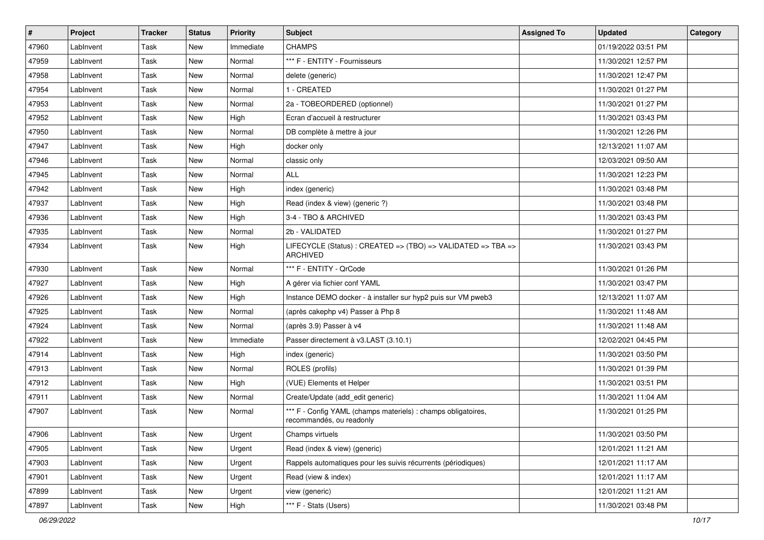| # | Project | Tracker | Status | Priority | Subject | Assigned To | Updated | Category |
|---|---|---|---|---|---|---|---|---|
| 47960 | LabInvent | Task | New | Immediate | CHAMPS | | 01/19/2022 03:51 PM | |
| 47959 | LabInvent | Task | New | Normal | *** F - ENTITY - Fournisseurs | | 11/30/2021 12:57 PM | |
| 47958 | LabInvent | Task | New | Normal | delete (generic) | | 11/30/2021 12:47 PM | |
| 47954 | LabInvent | Task | New | Normal | 1 - CREATED | | 11/30/2021 01:27 PM | |
| 47953 | LabInvent | Task | New | Normal | 2a - TOBEORDERED (optionnel) | | 11/30/2021 01:27 PM | |
| 47952 | LabInvent | Task | New | High | Ecran d'accueil à restructurer | | 11/30/2021 03:43 PM | |
| 47950 | LabInvent | Task | New | Normal | DB complète à mettre à jour | | 11/30/2021 12:26 PM | |
| 47947 | LabInvent | Task | New | High | docker only | | 12/13/2021 11:07 AM | |
| 47946 | LabInvent | Task | New | Normal | classic only | | 12/03/2021 09:50 AM | |
| 47945 | LabInvent | Task | New | Normal | ALL | | 11/30/2021 12:23 PM | |
| 47942 | LabInvent | Task | New | High | index (generic) | | 11/30/2021 03:48 PM | |
| 47937 | LabInvent | Task | New | High | Read (index & view) (generic ?) | | 11/30/2021 03:48 PM | |
| 47936 | LabInvent | Task | New | High | 3-4 - TBO & ARCHIVED | | 11/30/2021 03:43 PM | |
| 47935 | LabInvent | Task | New | Normal | 2b - VALIDATED | | 11/30/2021 01:27 PM | |
| 47934 | LabInvent | Task | New | High | LIFECYCLE (Status) : CREATED => (TBO) => VALIDATED => TBA => ARCHIVED | | 11/30/2021 03:43 PM | |
| 47930 | LabInvent | Task | New | Normal | *** F - ENTITY - QrCode | | 11/30/2021 01:26 PM | |
| 47927 | LabInvent | Task | New | High | A gérer via fichier conf YAML | | 11/30/2021 03:47 PM | |
| 47926 | LabInvent | Task | New | High | Instance DEMO docker - à installer sur hyp2 puis sur VM pweb3 | | 12/13/2021 11:07 AM | |
| 47925 | LabInvent | Task | New | Normal | (après cakephp v4) Passer à Php 8 | | 11/30/2021 11:48 AM | |
| 47924 | LabInvent | Task | New | Normal | (après 3.9) Passer à v4 | | 11/30/2021 11:48 AM | |
| 47922 | LabInvent | Task | New | Immediate | Passer directement à v3.LAST (3.10.1) | | 12/02/2021 04:45 PM | |
| 47914 | LabInvent | Task | New | High | index (generic) | | 11/30/2021 03:50 PM | |
| 47913 | LabInvent | Task | New | Normal | ROLES (profils) | | 11/30/2021 01:39 PM | |
| 47912 | LabInvent | Task | New | High | (VUE) Elements et Helper | | 11/30/2021 03:51 PM | |
| 47911 | LabInvent | Task | New | Normal | Create/Update (add_edit generic) | | 11/30/2021 11:04 AM | |
| 47907 | LabInvent | Task | New | Normal | *** F - Config YAML (champs materiels) : champs obligatoires, recommandés, ou readonly | | 11/30/2021 01:25 PM | |
| 47906 | LabInvent | Task | New | Urgent | Champs virtuels | | 11/30/2021 03:50 PM | |
| 47905 | LabInvent | Task | New | Urgent | Read (index & view) (generic) | | 12/01/2021 11:21 AM | |
| 47903 | LabInvent | Task | New | Urgent | Rappels automatiques pour les suivis récurrents (périodiques) | | 12/01/2021 11:17 AM | |
| 47901 | LabInvent | Task | New | Urgent | Read (view & index) | | 12/01/2021 11:17 AM | |
| 47899 | LabInvent | Task | New | Urgent | view (generic) | | 12/01/2021 11:21 AM | |
| 47897 | LabInvent | Task | New | High | *** F - Stats (Users) | | 11/30/2021 03:48 PM | |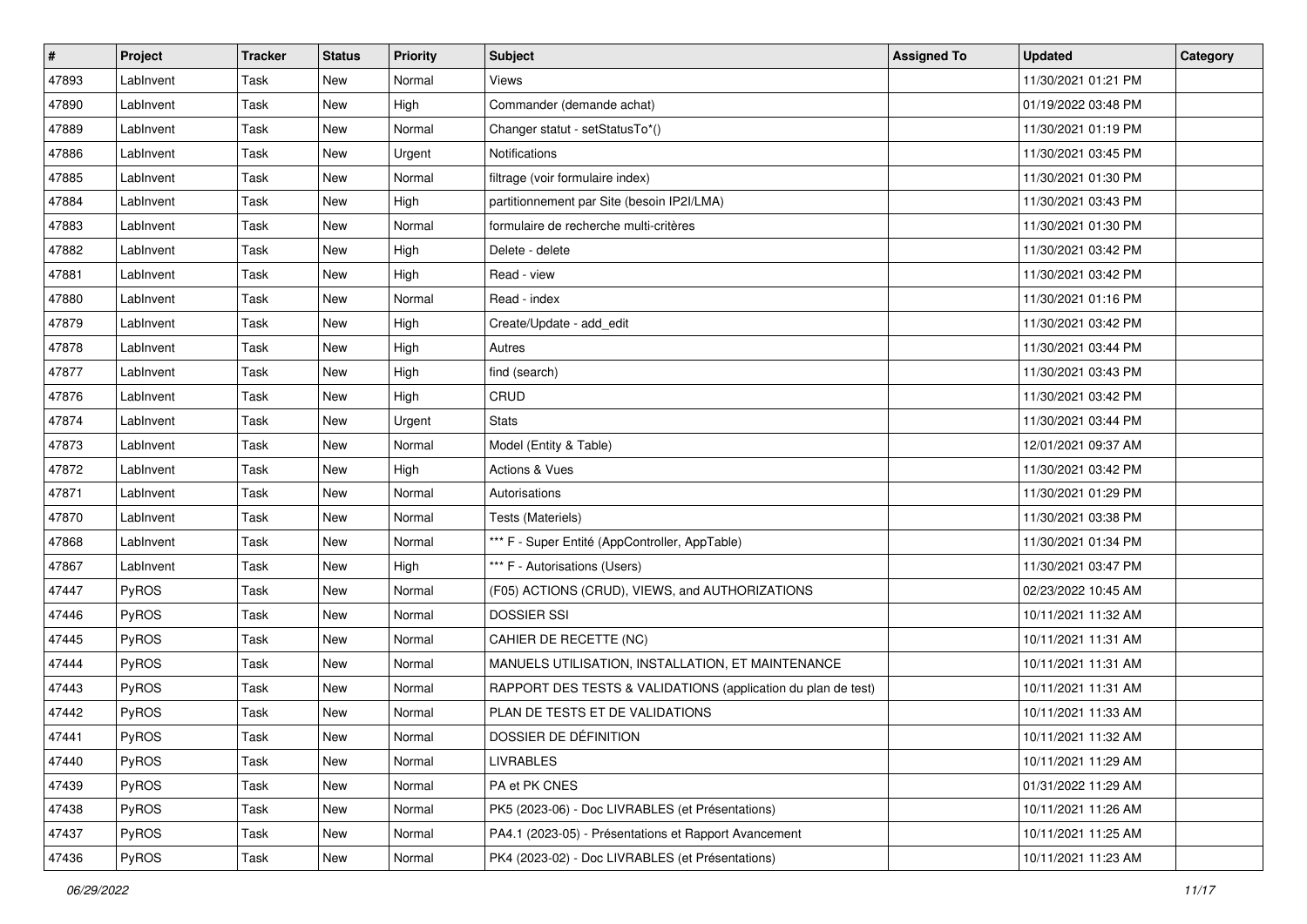| # | Project | Tracker | Status | Priority | Subject | Assigned To | Updated | Category |
|---|---|---|---|---|---|---|---|---|
| 47893 | LabInvent | Task | New | Normal | Views | | 11/30/2021 01:21 PM | |
| 47890 | LabInvent | Task | New | High | Commander (demande achat) | | 01/19/2022 03:48 PM | |
| 47889 | LabInvent | Task | New | Normal | Changer statut - setStatusTo*() | | 11/30/2021 01:19 PM | |
| 47886 | LabInvent | Task | New | Urgent | Notifications | | 11/30/2021 03:45 PM | |
| 47885 | LabInvent | Task | New | Normal | filtrage (voir formulaire index) | | 11/30/2021 01:30 PM | |
| 47884 | LabInvent | Task | New | High | partitionnement par Site (besoin IP2I/LMA) | | 11/30/2021 03:43 PM | |
| 47883 | LabInvent | Task | New | Normal | formulaire de recherche multi-critères | | 11/30/2021 01:30 PM | |
| 47882 | LabInvent | Task | New | High | Delete - delete | | 11/30/2021 03:42 PM | |
| 47881 | LabInvent | Task | New | High | Read - view | | 11/30/2021 03:42 PM | |
| 47880 | LabInvent | Task | New | Normal | Read - index | | 11/30/2021 01:16 PM | |
| 47879 | LabInvent | Task | New | High | Create/Update - add_edit | | 11/30/2021 03:42 PM | |
| 47878 | LabInvent | Task | New | High | Autres | | 11/30/2021 03:44 PM | |
| 47877 | LabInvent | Task | New | High | find (search) | | 11/30/2021 03:43 PM | |
| 47876 | LabInvent | Task | New | High | CRUD | | 11/30/2021 03:42 PM | |
| 47874 | LabInvent | Task | New | Urgent | Stats | | 11/30/2021 03:44 PM | |
| 47873 | LabInvent | Task | New | Normal | Model (Entity & Table) | | 12/01/2021 09:37 AM | |
| 47872 | LabInvent | Task | New | High | Actions & Vues | | 11/30/2021 03:42 PM | |
| 47871 | LabInvent | Task | New | Normal | Autorisations | | 11/30/2021 01:29 PM | |
| 47870 | LabInvent | Task | New | Normal | Tests (Materiels) | | 11/30/2021 03:38 PM | |
| 47868 | LabInvent | Task | New | Normal | *** F - Super Entité (AppController, AppTable) | | 11/30/2021 01:34 PM | |
| 47867 | LabInvent | Task | New | High | *** F - Autorisations (Users) | | 11/30/2021 03:47 PM | |
| 47447 | PyROS | Task | New | Normal | (F05) ACTIONS (CRUD), VIEWS, and AUTHORIZATIONS | | 02/23/2022 10:45 AM | |
| 47446 | PyROS | Task | New | Normal | DOSSIER SSI | | 10/11/2021 11:32 AM | |
| 47445 | PyROS | Task | New | Normal | CAHIER DE RECETTE (NC) | | 10/11/2021 11:31 AM | |
| 47444 | PyROS | Task | New | Normal | MANUELS UTILISATION, INSTALLATION, ET MAINTENANCE | | 10/11/2021 11:31 AM | |
| 47443 | PyROS | Task | New | Normal | RAPPORT DES TESTS & VALIDATIONS (application du plan de test) | | 10/11/2021 11:31 AM | |
| 47442 | PyROS | Task | New | Normal | PLAN DE TESTS ET DE VALIDATIONS | | 10/11/2021 11:33 AM | |
| 47441 | PyROS | Task | New | Normal | DOSSIER DE DÉFINITION | | 10/11/2021 11:32 AM | |
| 47440 | PyROS | Task | New | Normal | LIVRABLES | | 10/11/2021 11:29 AM | |
| 47439 | PyROS | Task | New | Normal | PA et PK CNES | | 01/31/2022 11:29 AM | |
| 47438 | PyROS | Task | New | Normal | PK5 (2023-06) - Doc LIVRABLES (et Présentations) | | 10/11/2021 11:26 AM | |
| 47437 | PyROS | Task | New | Normal | PA4.1 (2023-05) - Présentations et Rapport Avancement | | 10/11/2021 11:25 AM | |
| 47436 | PyROS | Task | New | Normal | PK4 (2023-02) - Doc LIVRABLES (et Présentations) | | 10/11/2021 11:23 AM | |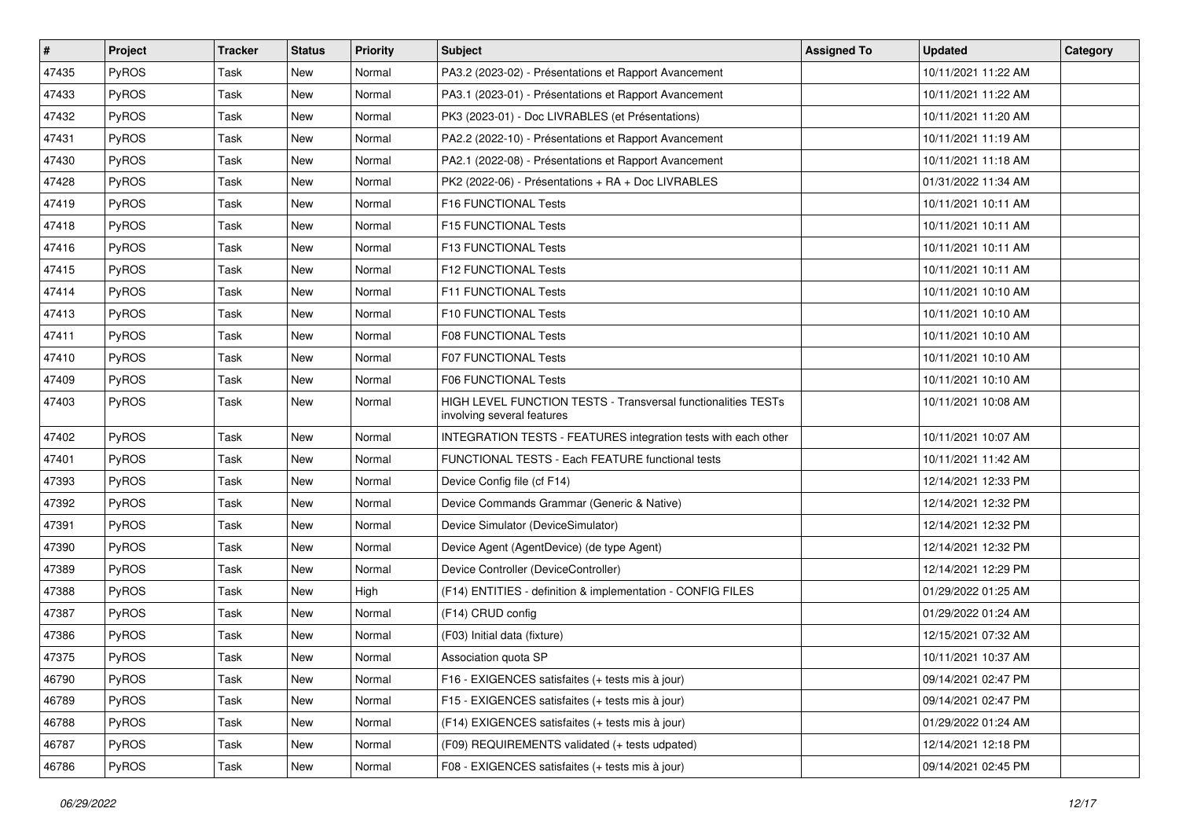| # | Project | Tracker | Status | Priority | Subject | Assigned To | Updated | Category |
|---|---|---|---|---|---|---|---|---|
| 47435 | PyROS | Task | New | Normal | PA3.2 (2023-02) - Présentations et Rapport Avancement | | 10/11/2021 11:22 AM | |
| 47433 | PyROS | Task | New | Normal | PA3.1 (2023-01) - Présentations et Rapport Avancement | | 10/11/2021 11:22 AM | |
| 47432 | PyROS | Task | New | Normal | PK3 (2023-01) - Doc LIVRABLES (et Présentations) | | 10/11/2021 11:20 AM | |
| 47431 | PyROS | Task | New | Normal | PA2.2 (2022-10) - Présentations et Rapport Avancement | | 10/11/2021 11:19 AM | |
| 47430 | PyROS | Task | New | Normal | PA2.1 (2022-08) - Présentations et Rapport Avancement | | 10/11/2021 11:18 AM | |
| 47428 | PyROS | Task | New | Normal | PK2 (2022-06) - Présentations + RA + Doc LIVRABLES | | 01/31/2022 11:34 AM | |
| 47419 | PyROS | Task | New | Normal | F16 FUNCTIONAL Tests | | 10/11/2021 10:11 AM | |
| 47418 | PyROS | Task | New | Normal | F15 FUNCTIONAL Tests | | 10/11/2021 10:11 AM | |
| 47416 | PyROS | Task | New | Normal | F13 FUNCTIONAL Tests | | 10/11/2021 10:11 AM | |
| 47415 | PyROS | Task | New | Normal | F12 FUNCTIONAL Tests | | 10/11/2021 10:11 AM | |
| 47414 | PyROS | Task | New | Normal | F11 FUNCTIONAL Tests | | 10/11/2021 10:10 AM | |
| 47413 | PyROS | Task | New | Normal | F10 FUNCTIONAL Tests | | 10/11/2021 10:10 AM | |
| 47411 | PyROS | Task | New | Normal | F08 FUNCTIONAL Tests | | 10/11/2021 10:10 AM | |
| 47410 | PyROS | Task | New | Normal | F07 FUNCTIONAL Tests | | 10/11/2021 10:10 AM | |
| 47409 | PyROS | Task | New | Normal | F06 FUNCTIONAL Tests | | 10/11/2021 10:10 AM | |
| 47403 | PyROS | Task | New | Normal | HIGH LEVEL FUNCTION TESTS - Transversal functionalities TESTs involving several features | | 10/11/2021 10:08 AM | |
| 47402 | PyROS | Task | New | Normal | INTEGRATION TESTS - FEATURES integration tests with each other | | 10/11/2021 10:07 AM | |
| 47401 | PyROS | Task | New | Normal | FUNCTIONAL TESTS - Each FEATURE functional tests | | 10/11/2021 11:42 AM | |
| 47393 | PyROS | Task | New | Normal | Device Config file (cf F14) | | 12/14/2021 12:33 PM | |
| 47392 | PyROS | Task | New | Normal | Device Commands Grammar (Generic & Native) | | 12/14/2021 12:32 PM | |
| 47391 | PyROS | Task | New | Normal | Device Simulator (DeviceSimulator) | | 12/14/2021 12:32 PM | |
| 47390 | PyROS | Task | New | Normal | Device Agent (AgentDevice) (de type Agent) | | 12/14/2021 12:32 PM | |
| 47389 | PyROS | Task | New | Normal | Device Controller (DeviceController) | | 12/14/2021 12:29 PM | |
| 47388 | PyROS | Task | New | High | (F14) ENTITIES - definition & implementation - CONFIG FILES | | 01/29/2022 01:25 AM | |
| 47387 | PyROS | Task | New | Normal | (F14) CRUD config | | 01/29/2022 01:24 AM | |
| 47386 | PyROS | Task | New | Normal | (F03) Initial data (fixture) | | 12/15/2021 07:32 AM | |
| 47375 | PyROS | Task | New | Normal | Association quota SP | | 10/11/2021 10:37 AM | |
| 46790 | PyROS | Task | New | Normal | F16 - EXIGENCES satisfaites (+ tests mis à jour) | | 09/14/2021 02:47 PM | |
| 46789 | PyROS | Task | New | Normal | F15 - EXIGENCES satisfaites (+ tests mis à jour) | | 09/14/2021 02:47 PM | |
| 46788 | PyROS | Task | New | Normal | (F14) EXIGENCES satisfaites (+ tests mis à jour) | | 01/29/2022 01:24 AM | |
| 46787 | PyROS | Task | New | Normal | (F09) REQUIREMENTS validated (+ tests udpated) | | 12/14/2021 12:18 PM | |
| 46786 | PyROS | Task | New | Normal | F08 - EXIGENCES satisfaites (+ tests mis à jour) | | 09/14/2021 02:45 PM | |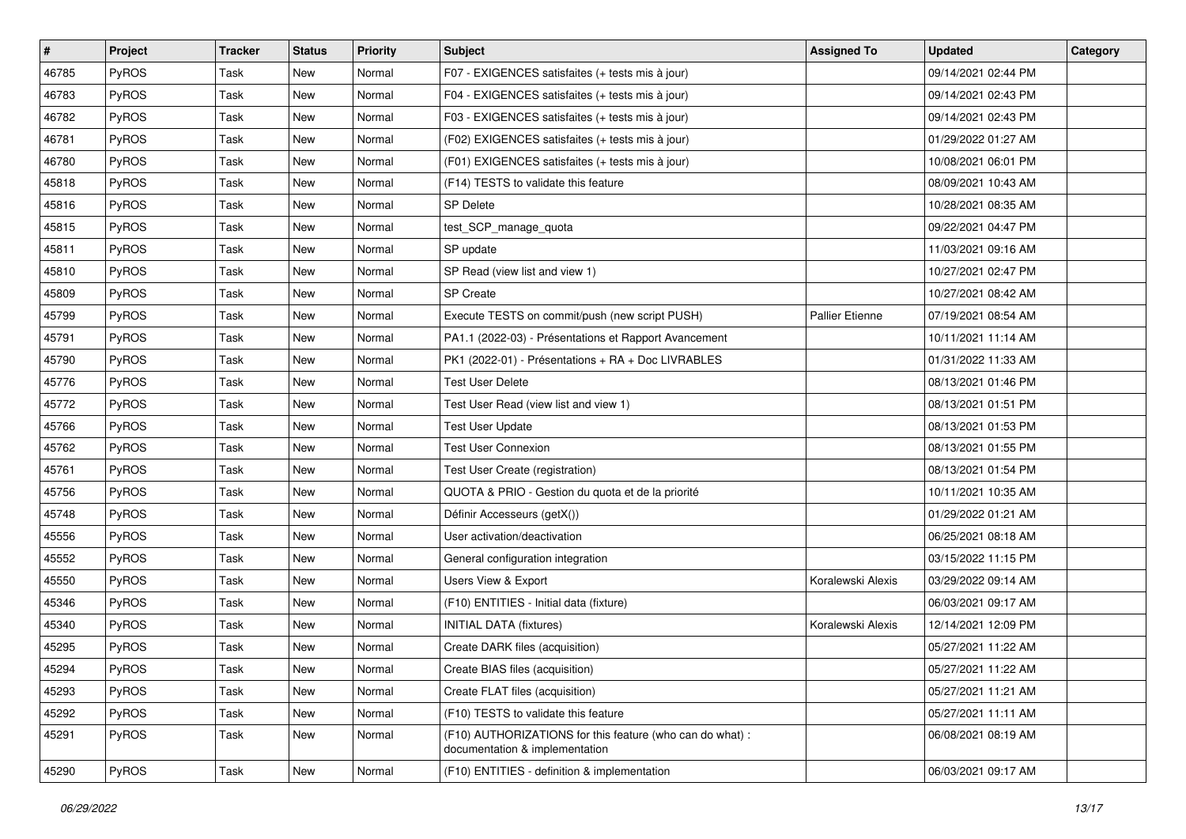| # | Project | Tracker | Status | Priority | Subject | Assigned To | Updated | Category |
|---|---|---|---|---|---|---|---|---|
| 46785 | PyROS | Task | New | Normal | F07 - EXIGENCES satisfaites (+ tests mis à jour) | | 09/14/2021 02:44 PM | |
| 46783 | PyROS | Task | New | Normal | F04 - EXIGENCES satisfaites (+ tests mis à jour) | | 09/14/2021 02:43 PM | |
| 46782 | PyROS | Task | New | Normal | F03 - EXIGENCES satisfaites (+ tests mis à jour) | | 09/14/2021 02:43 PM | |
| 46781 | PyROS | Task | New | Normal | (F02) EXIGENCES satisfaites (+ tests mis à jour) | | 01/29/2022 01:27 AM | |
| 46780 | PyROS | Task | New | Normal | (F01) EXIGENCES satisfaites (+ tests mis à jour) | | 10/08/2021 06:01 PM | |
| 45818 | PyROS | Task | New | Normal | (F14) TESTS to validate this feature | | 08/09/2021 10:43 AM | |
| 45816 | PyROS | Task | New | Normal | SP Delete | | 10/28/2021 08:35 AM | |
| 45815 | PyROS | Task | New | Normal | test_SCP_manage_quota | | 09/22/2021 04:47 PM | |
| 45811 | PyROS | Task | New | Normal | SP update | | 11/03/2021 09:16 AM | |
| 45810 | PyROS | Task | New | Normal | SP Read (view list and view 1) | | 10/27/2021 02:47 PM | |
| 45809 | PyROS | Task | New | Normal | SP Create | | 10/27/2021 08:42 AM | |
| 45799 | PyROS | Task | New | Normal | Execute TESTS on commit/push (new script PUSH) | Pallier Etienne | 07/19/2021 08:54 AM | |
| 45791 | PyROS | Task | New | Normal | PA1.1 (2022-03) - Présentations et Rapport Avancement | | 10/11/2021 11:14 AM | |
| 45790 | PyROS | Task | New | Normal | PK1 (2022-01) - Présentations + RA + Doc LIVRABLES | | 01/31/2022 11:33 AM | |
| 45776 | PyROS | Task | New | Normal | Test User Delete | | 08/13/2021 01:46 PM | |
| 45772 | PyROS | Task | New | Normal | Test User Read (view list and view 1) | | 08/13/2021 01:51 PM | |
| 45766 | PyROS | Task | New | Normal | Test User Update | | 08/13/2021 01:53 PM | |
| 45762 | PyROS | Task | New | Normal | Test User Connexion | | 08/13/2021 01:55 PM | |
| 45761 | PyROS | Task | New | Normal | Test User Create (registration) | | 08/13/2021 01:54 PM | |
| 45756 | PyROS | Task | New | Normal | QUOTA & PRIO - Gestion du quota et de la priorité | | 10/11/2021 10:35 AM | |
| 45748 | PyROS | Task | New | Normal | Définir Accesseurs (getX()) | | 01/29/2022 01:21 AM | |
| 45556 | PyROS | Task | New | Normal | User activation/deactivation | | 06/25/2021 08:18 AM | |
| 45552 | PyROS | Task | New | Normal | General configuration integration | | 03/15/2022 11:15 PM | |
| 45550 | PyROS | Task | New | Normal | Users View & Export | Koralewski Alexis | 03/29/2022 09:14 AM | |
| 45346 | PyROS | Task | New | Normal | (F10) ENTITIES - Initial data (fixture) | | 06/03/2021 09:17 AM | |
| 45340 | PyROS | Task | New | Normal | INITIAL DATA (fixtures) | Koralewski Alexis | 12/14/2021 12:09 PM | |
| 45295 | PyROS | Task | New | Normal | Create DARK files (acquisition) | | 05/27/2021 11:22 AM | |
| 45294 | PyROS | Task | New | Normal | Create BIAS files (acquisition) | | 05/27/2021 11:22 AM | |
| 45293 | PyROS | Task | New | Normal | Create FLAT files (acquisition) | | 05/27/2021 11:21 AM | |
| 45292 | PyROS | Task | New | Normal | (F10) TESTS to validate this feature | | 05/27/2021 11:11 AM | |
| 45291 | PyROS | Task | New | Normal | (F10) AUTHORIZATIONS for this feature (who can do what) : documentation & implementation | | 06/08/2021 08:19 AM | |
| 45290 | PyROS | Task | New | Normal | (F10) ENTITIES - definition & implementation | | 06/03/2021 09:17 AM | |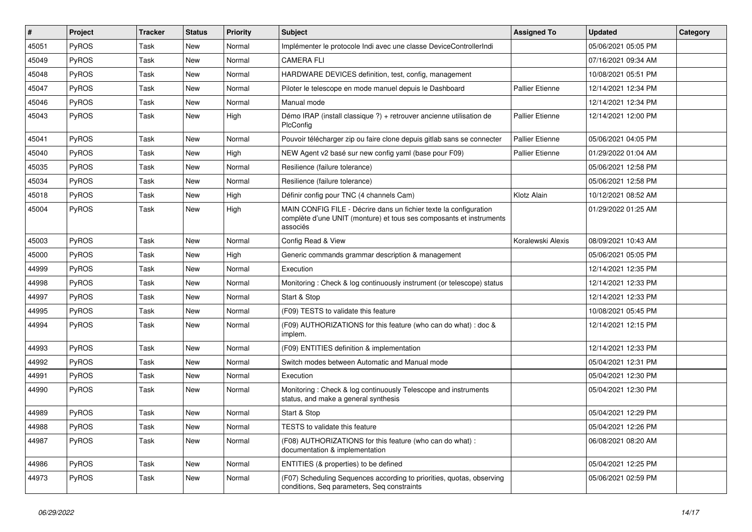| # | Project | Tracker | Status | Priority | Subject | Assigned To | Updated | Category |
|---|---|---|---|---|---|---|---|---|
| 45051 | PyROS | Task | New | Normal | Implémenter le protocole Indi avec une classe DeviceControllerIndi | | 05/06/2021 05:05 PM | |
| 45049 | PyROS | Task | New | Normal | CAMERA FLI | | 07/16/2021 09:34 AM | |
| 45048 | PyROS | Task | New | Normal | HARDWARE DEVICES definition, test, config, management | | 10/08/2021 05:51 PM | |
| 45047 | PyROS | Task | New | Normal | Piloter le telescope en mode manuel depuis le Dashboard | Pallier Etienne | 12/14/2021 12:34 PM | |
| 45046 | PyROS | Task | New | Normal | Manual mode | | 12/14/2021 12:34 PM | |
| 45043 | PyROS | Task | New | High | Démo IRAP (install classique ?) + retrouver ancienne utilisation de PlcConfig | Pallier Etienne | 12/14/2021 12:00 PM | |
| 45041 | PyROS | Task | New | Normal | Pouvoir télécharger zip ou faire clone depuis gitlab sans se connecter | Pallier Etienne | 05/06/2021 04:05 PM | |
| 45040 | PyROS | Task | New | High | NEW Agent v2 basé sur new config yaml (base pour F09) | Pallier Etienne | 01/29/2022 01:04 AM | |
| 45035 | PyROS | Task | New | Normal | Resilience (failure tolerance) | | 05/06/2021 12:58 PM | |
| 45034 | PyROS | Task | New | Normal | Resilience (failure tolerance) | | 05/06/2021 12:58 PM | |
| 45018 | PyROS | Task | New | High | Définir config pour TNC (4 channels Cam) | Klotz Alain | 10/12/2021 08:52 AM | |
| 45004 | PyROS | Task | New | High | MAIN CONFIG FILE - Décrire dans un fichier texte la configuration complète d'une UNIT (monture) et tous ses composants et instruments associés | | 01/29/2022 01:25 AM | |
| 45003 | PyROS | Task | New | Normal | Config Read & View | Koralewski Alexis | 08/09/2021 10:43 AM | |
| 45000 | PyROS | Task | New | High | Generic commands grammar description & management | | 05/06/2021 05:05 PM | |
| 44999 | PyROS | Task | New | Normal | Execution | | 12/14/2021 12:35 PM | |
| 44998 | PyROS | Task | New | Normal | Monitoring : Check & log continuously instrument (or telescope) status | | 12/14/2021 12:33 PM | |
| 44997 | PyROS | Task | New | Normal | Start & Stop | | 12/14/2021 12:33 PM | |
| 44995 | PyROS | Task | New | Normal | (F09) TESTS to validate this feature | | 10/08/2021 05:45 PM | |
| 44994 | PyROS | Task | New | Normal | (F09) AUTHORIZATIONS for this feature (who can do what) : doc & implem. | | 12/14/2021 12:15 PM | |
| 44993 | PyROS | Task | New | Normal | (F09) ENTITIES definition & implementation | | 12/14/2021 12:33 PM | |
| 44992 | PyROS | Task | New | Normal | Switch modes between Automatic and Manual mode | | 05/04/2021 12:31 PM | |
| 44991 | PyROS | Task | New | Normal | Execution | | 05/04/2021 12:30 PM | |
| 44990 | PyROS | Task | New | Normal | Monitoring : Check & log continuously Telescope and instruments status, and make a general synthesis | | 05/04/2021 12:30 PM | |
| 44989 | PyROS | Task | New | Normal | Start & Stop | | 05/04/2021 12:29 PM | |
| 44988 | PyROS | Task | New | Normal | TESTS to validate this feature | | 05/04/2021 12:26 PM | |
| 44987 | PyROS | Task | New | Normal | (F08) AUTHORIZATIONS for this feature (who can do what) : documentation & implementation | | 06/08/2021 08:20 AM | |
| 44986 | PyROS | Task | New | Normal | ENTITIES (& properties) to be defined | | 05/04/2021 12:25 PM | |
| 44973 | PyROS | Task | New | Normal | (F07) Scheduling Sequences according to priorities, quotas, observing conditions, Seq parameters, Seq constraints | | 05/06/2021 02:59 PM | |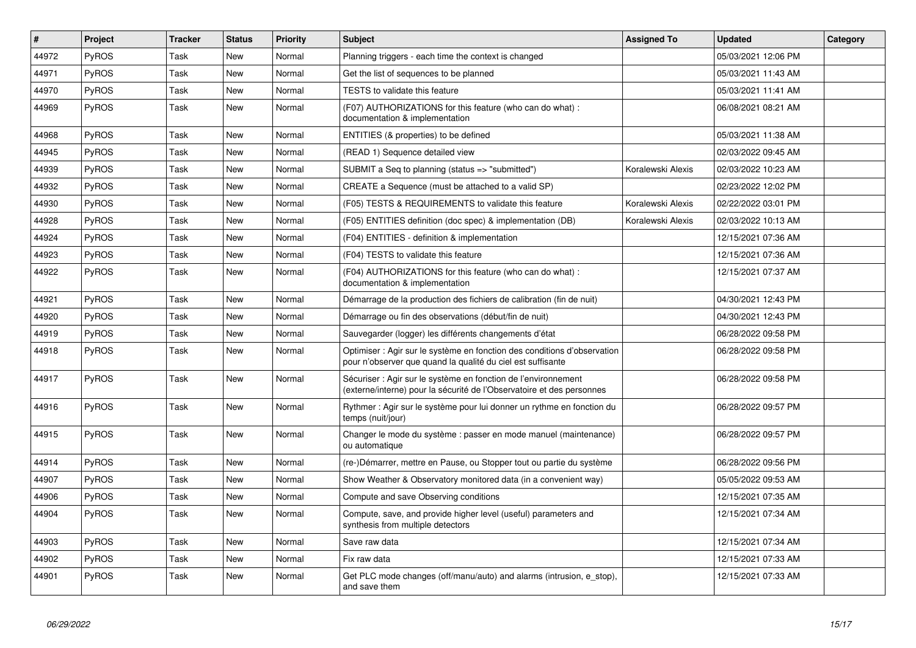| # | Project | Tracker | Status | Priority | Subject | Assigned To | Updated | Category |
|---|---|---|---|---|---|---|---|---|
| 44972 | PyROS | Task | New | Normal | Planning triggers - each time the context is changed | | 05/03/2021 12:06 PM | |
| 44971 | PyROS | Task | New | Normal | Get the list of sequences to be planned | | 05/03/2021 11:43 AM | |
| 44970 | PyROS | Task | New | Normal | TESTS to validate this feature | | 05/03/2021 11:41 AM | |
| 44969 | PyROS | Task | New | Normal | (F07) AUTHORIZATIONS for this feature (who can do what) : documentation & implementation | | 06/08/2021 08:21 AM | |
| 44968 | PyROS | Task | New | Normal | ENTITIES (& properties) to be defined | | 05/03/2021 11:38 AM | |
| 44945 | PyROS | Task | New | Normal | (READ 1) Sequence detailed view | | 02/03/2022 09:45 AM | |
| 44939 | PyROS | Task | New | Normal | SUBMIT a Seq to planning (status => "submitted") | Koralewski Alexis | 02/03/2022 10:23 AM | |
| 44932 | PyROS | Task | New | Normal | CREATE a Sequence (must be attached to a valid SP) | | 02/23/2022 12:02 PM | |
| 44930 | PyROS | Task | New | Normal | (F05) TESTS & REQUIREMENTS to validate this feature | Koralewski Alexis | 02/22/2022 03:01 PM | |
| 44928 | PyROS | Task | New | Normal | (F05) ENTITIES definition (doc spec) & implementation (DB) | Koralewski Alexis | 02/03/2022 10:13 AM | |
| 44924 | PyROS | Task | New | Normal | (F04) ENTITIES - definition & implementation | | 12/15/2021 07:36 AM | |
| 44923 | PyROS | Task | New | Normal | (F04) TESTS to validate this feature | | 12/15/2021 07:36 AM | |
| 44922 | PyROS | Task | New | Normal | (F04) AUTHORIZATIONS for this feature (who can do what) : documentation & implementation | | 12/15/2021 07:37 AM | |
| 44921 | PyROS | Task | New | Normal | Démarrage de la production des fichiers de calibration (fin de nuit) | | 04/30/2021 12:43 PM | |
| 44920 | PyROS | Task | New | Normal | Démarrage ou fin des observations (début/fin de nuit) | | 04/30/2021 12:43 PM | |
| 44919 | PyROS | Task | New | Normal | Sauvegarder (logger) les différents changements d'état | | 06/28/2022 09:58 PM | |
| 44918 | PyROS | Task | New | Normal | Optimiser : Agir sur le système en fonction des conditions d'observation pour n'observer que quand la qualité du ciel est suffisante | | 06/28/2022 09:58 PM | |
| 44917 | PyROS | Task | New | Normal | Sécuriser : Agir sur le système en fonction de l'environnement (externe/interne) pour la sécurité de l'Observatoire et des personnes | | 06/28/2022 09:58 PM | |
| 44916 | PyROS | Task | New | Normal | Rythmer : Agir sur le système pour lui donner un rythme en fonction du temps (nuit/jour) | | 06/28/2022 09:57 PM | |
| 44915 | PyROS | Task | New | Normal | Changer le mode du système : passer en mode manuel (maintenance) ou automatique | | 06/28/2022 09:57 PM | |
| 44914 | PyROS | Task | New | Normal | (re-)Démarrer, mettre en Pause, ou Stopper tout ou partie du système | | 06/28/2022 09:56 PM | |
| 44907 | PyROS | Task | New | Normal | Show Weather & Observatory monitored data (in a convenient way) | | 05/05/2022 09:53 AM | |
| 44906 | PyROS | Task | New | Normal | Compute and save Observing conditions | | 12/15/2021 07:35 AM | |
| 44904 | PyROS | Task | New | Normal | Compute, save, and provide higher level (useful) parameters and synthesis from multiple detectors | | 12/15/2021 07:34 AM | |
| 44903 | PyROS | Task | New | Normal | Save raw data | | 12/15/2021 07:34 AM | |
| 44902 | PyROS | Task | New | Normal | Fix raw data | | 12/15/2021 07:33 AM | |
| 44901 | PyROS | Task | New | Normal | Get PLC mode changes (off/manu/auto) and alarms (intrusion, e_stop), and save them | | 12/15/2021 07:33 AM | |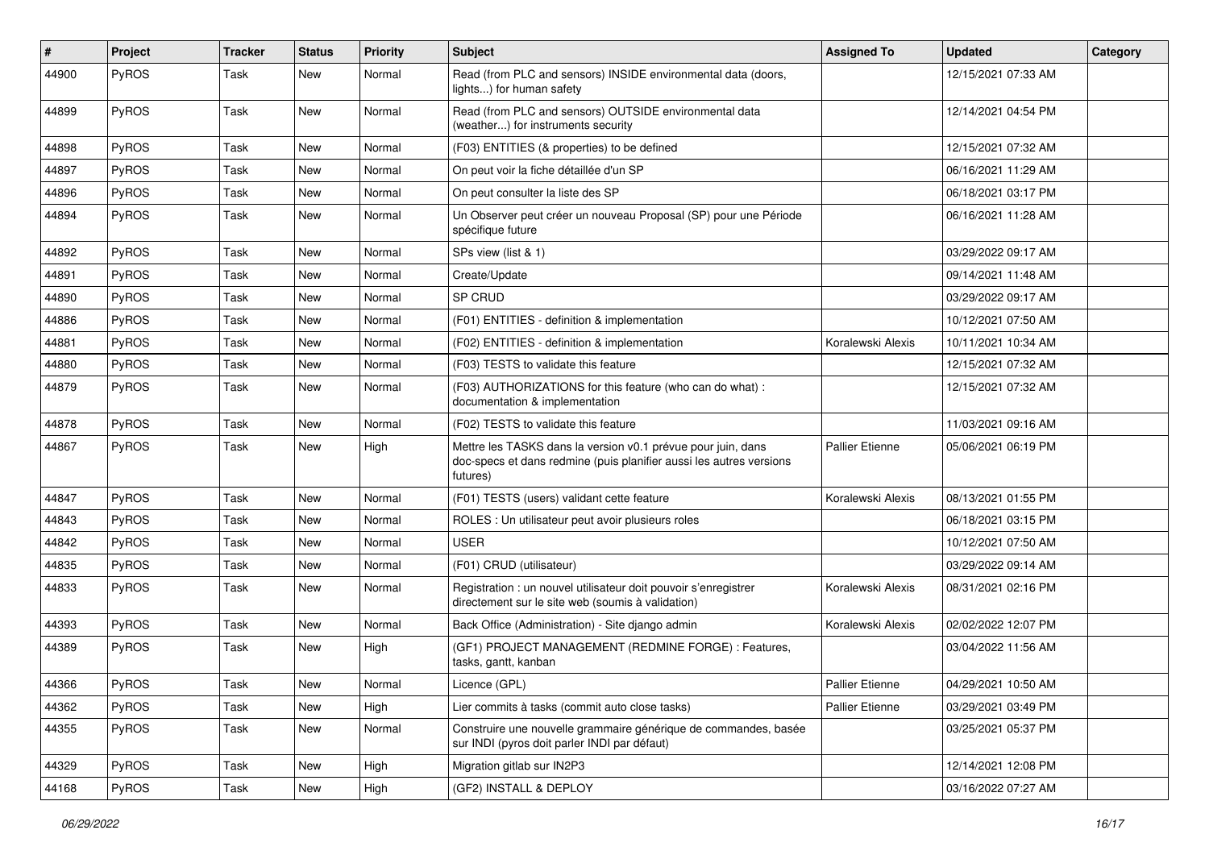| # | Project | Tracker | Status | Priority | Subject | Assigned To | Updated | Category |
|---|---|---|---|---|---|---|---|---|
| 44900 | PyROS | Task | New | Normal | Read (from PLC and sensors) INSIDE environmental data (doors, lights...) for human safety | | 12/15/2021 07:33 AM | |
| 44899 | PyROS | Task | New | Normal | Read (from PLC and sensors) OUTSIDE environmental data (weather...) for instruments security | | 12/14/2021 04:54 PM | |
| 44898 | PyROS | Task | New | Normal | (F03) ENTITIES (& properties) to be defined | | 12/15/2021 07:32 AM | |
| 44897 | PyROS | Task | New | Normal | On peut voir la fiche détaillée d'un SP | | 06/16/2021 11:29 AM | |
| 44896 | PyROS | Task | New | Normal | On peut consulter la liste des SP | | 06/18/2021 03:17 PM | |
| 44894 | PyROS | Task | New | Normal | Un Observer peut créer un nouveau Proposal (SP) pour une Période spécifique future | | 06/16/2021 11:28 AM | |
| 44892 | PyROS | Task | New | Normal | SPs view (list & 1) | | 03/29/2022 09:17 AM | |
| 44891 | PyROS | Task | New | Normal | Create/Update | | 09/14/2021 11:48 AM | |
| 44890 | PyROS | Task | New | Normal | SP CRUD | | 03/29/2022 09:17 AM | |
| 44886 | PyROS | Task | New | Normal | (F01) ENTITIES - definition & implementation | | 10/12/2021 07:50 AM | |
| 44881 | PyROS | Task | New | Normal | (F02) ENTITIES - definition & implementation | Koralewski Alexis | 10/11/2021 10:34 AM | |
| 44880 | PyROS | Task | New | Normal | (F03) TESTS to validate this feature | | 12/15/2021 07:32 AM | |
| 44879 | PyROS | Task | New | Normal | (F03) AUTHORIZATIONS for this feature (who can do what) : documentation & implementation | | 12/15/2021 07:32 AM | |
| 44878 | PyROS | Task | New | Normal | (F02) TESTS to validate this feature | | 11/03/2021 09:16 AM | |
| 44867 | PyROS | Task | New | High | Mettre les TASKS dans la version v0.1 prévue pour juin, dans doc-specs et dans redmine (puis planifier aussi les autres versions futures) | Pallier Etienne | 05/06/2021 06:19 PM | |
| 44847 | PyROS | Task | New | Normal | (F01) TESTS (users) validant cette feature | Koralewski Alexis | 08/13/2021 01:55 PM | |
| 44843 | PyROS | Task | New | Normal | ROLES : Un utilisateur peut avoir plusieurs roles | | 06/18/2021 03:15 PM | |
| 44842 | PyROS | Task | New | Normal | USER | | 10/12/2021 07:50 AM | |
| 44835 | PyROS | Task | New | Normal | (F01) CRUD (utilisateur) | | 03/29/2022 09:14 AM | |
| 44833 | PyROS | Task | New | Normal | Registration : un nouvel utilisateur doit pouvoir s'enregistrer directement sur le site web (soumis à validation) | Koralewski Alexis | 08/31/2021 02:16 PM | |
| 44393 | PyROS | Task | New | Normal | Back Office (Administration) - Site django admin | Koralewski Alexis | 02/02/2022 12:07 PM | |
| 44389 | PyROS | Task | New | High | (GF1) PROJECT MANAGEMENT (REDMINE FORGE) : Features, tasks, gantt, kanban | | 03/04/2022 11:56 AM | |
| 44366 | PyROS | Task | New | Normal | Licence (GPL) | Pallier Etienne | 04/29/2021 10:50 AM | |
| 44362 | PyROS | Task | New | High | Lier commits à tasks (commit auto close tasks) | Pallier Etienne | 03/29/2021 03:49 PM | |
| 44355 | PyROS | Task | New | Normal | Construire une nouvelle grammaire générique de commandes, basée sur INDI (pyros doit parler INDI par défaut) | | 03/25/2021 05:37 PM | |
| 44329 | PyROS | Task | New | High | Migration gitlab sur IN2P3 | | 12/14/2021 12:08 PM | |
| 44168 | PyROS | Task | New | High | (GF2) INSTALL & DEPLOY | | 03/16/2022 07:27 AM | |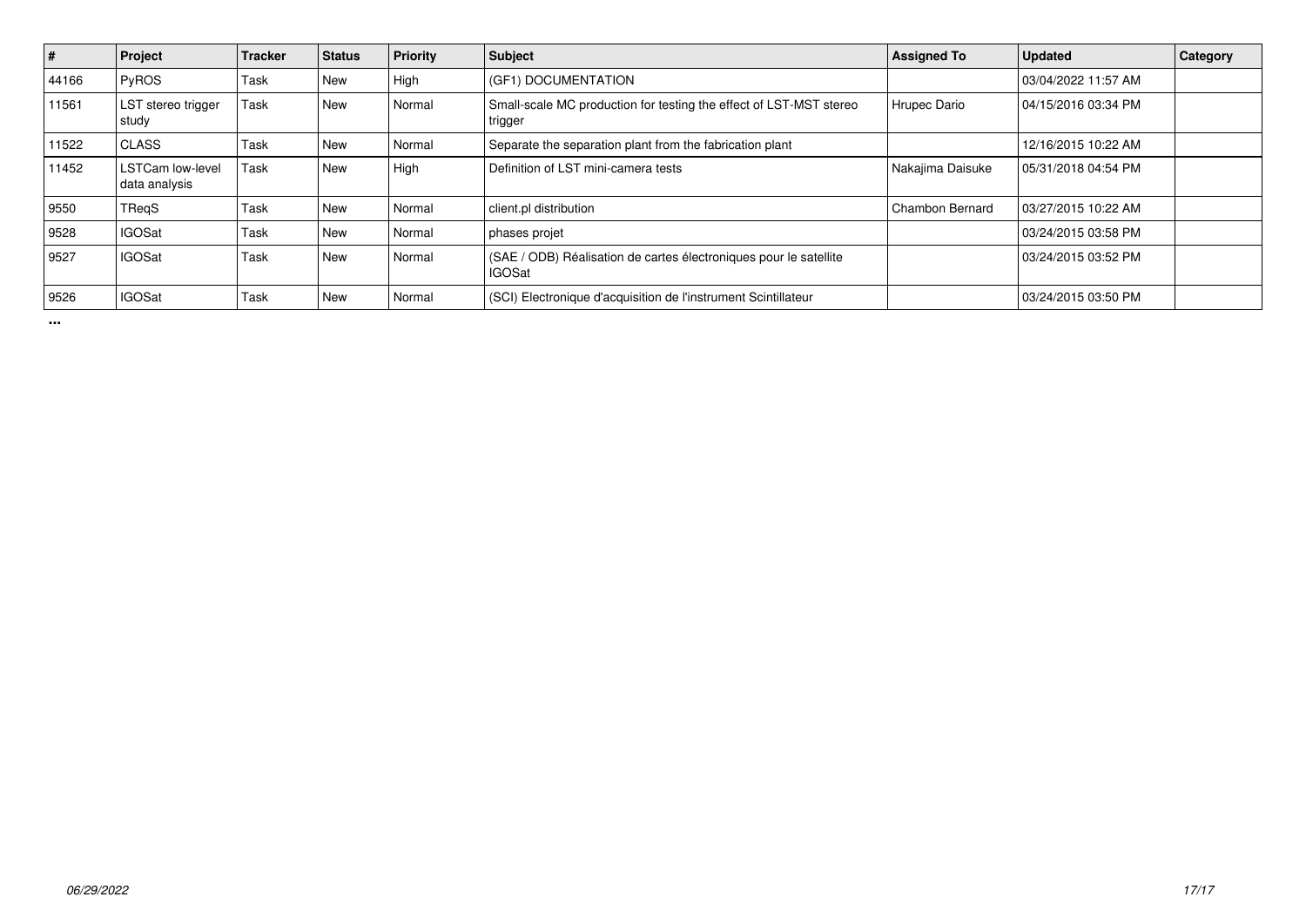| # | Project | Tracker | Status | Priority | Subject | Assigned To | Updated | Category |
|---|---|---|---|---|---|---|---|---|
| 44166 | PyROS | Task | New | High | (GF1) DOCUMENTATION | | 03/04/2022 11:57 AM | |
| 11561 | LST stereo trigger study | Task | New | Normal | Small-scale MC production for testing the effect of LST-MST stereo trigger | Hrupec Dario | 04/15/2016 03:34 PM | |
| 11522 | CLASS | Task | New | Normal | Separate the separation plant from the fabrication plant | | 12/16/2015 10:22 AM | |
| 11452 | LSTCam low-level data analysis | Task | New | High | Definition of LST mini-camera tests | Nakajima Daisuke | 05/31/2018 04:54 PM | |
| 9550 | TReqS | Task | New | Normal | client.pl distribution | Chambon Bernard | 03/27/2015 10:22 AM | |
| 9528 | IGOSat | Task | New | Normal | phases projet | | 03/24/2015 03:58 PM | |
| 9527 | IGOSat | Task | New | Normal | (SAE / ODB) Réalisation de cartes électroniques pour le satellite IGOSat | | 03/24/2015 03:52 PM | |
| 9526 | IGOSat | Task | New | Normal | (SCI) Electronique d'acquisition de l'instrument Scintillateur | | 03/24/2015 03:50 PM | |

...